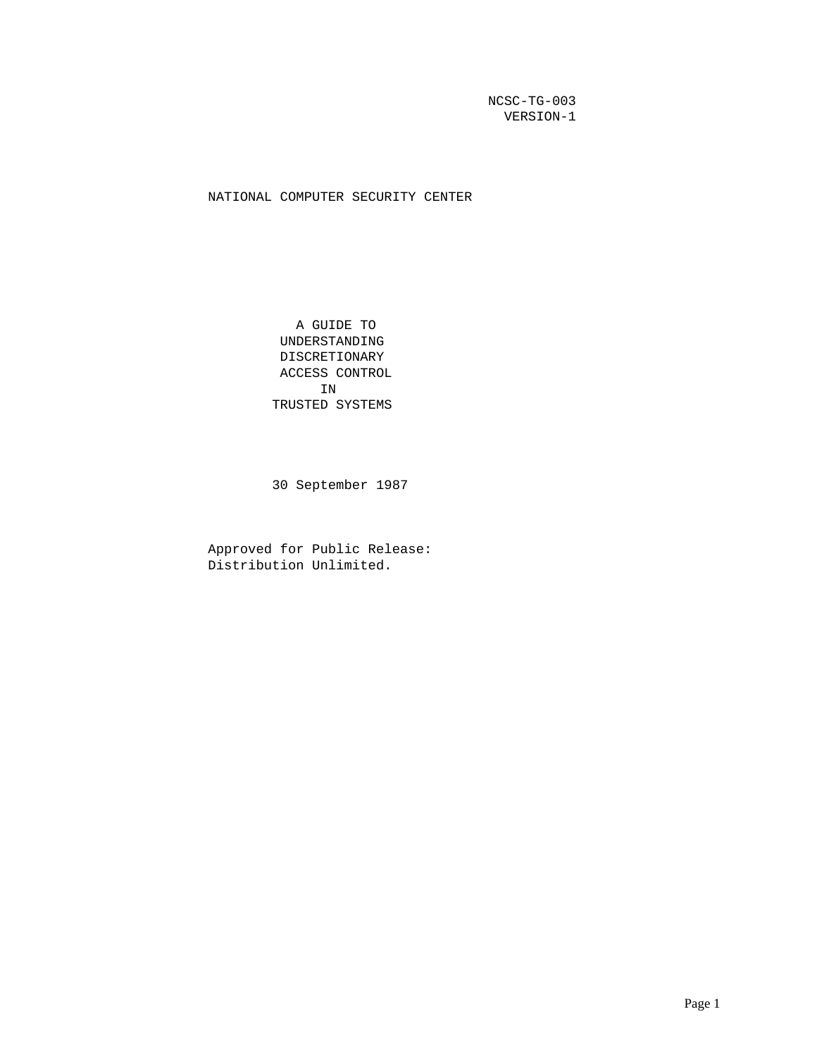NCSC-TG-003
VERSION-1

NATIONAL COMPUTER SECURITY CENTER

# A GUIDE TO UNDERSTANDING DISCRETIONARY ACCESS CONTROL IN TRUSTED SYSTEMS

30 September 1987

Approved for Public Release:
Distribution Unlimited.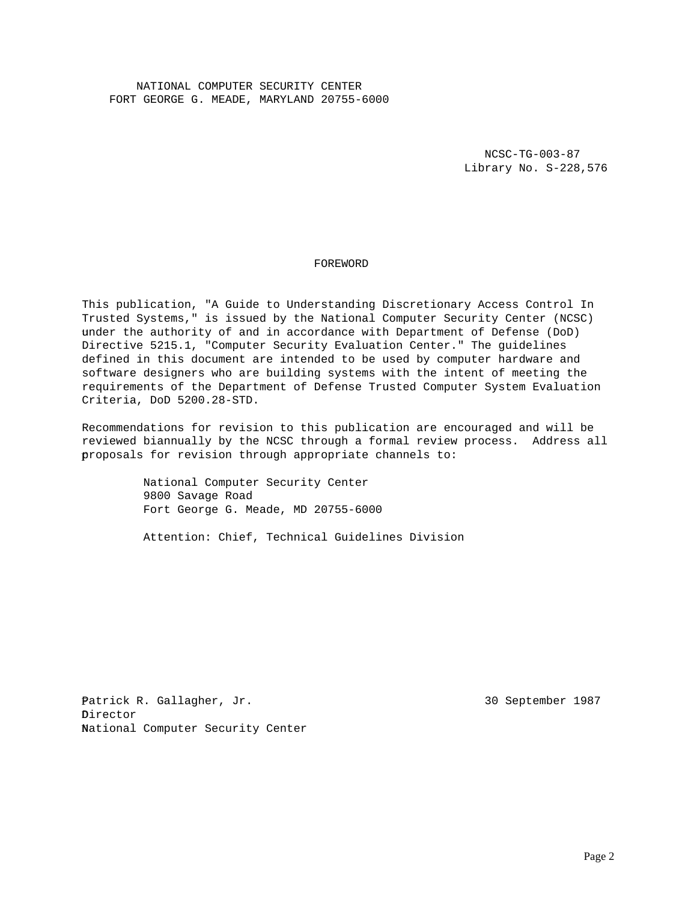NATIONAL COMPUTER SECURITY CENTER
FORT GEORGE G. MEADE, MARYLAND 20755-6000

NCSC-TG-003-87
Library No. S-228,576

## FOREWORD

This publication, "A Guide to Understanding Discretionary Access Control In Trusted Systems," is issued by the National Computer Security Center (NCSC) under the authority of and in accordance with Department of Defense (DoD) Directive 5215.1, "Computer Security Evaluation Center." The guidelines defined in this document are intended to be used by computer hardware and software designers who are building systems with the intent of meeting the requirements of the Department of Defense Trusted Computer System Evaluation Criteria, DoD 5200.28-STD.

Recommendations for revision to this publication are encouraged and will be reviewed biannually by the NCSC through a formal review process. Address all proposals for revision through appropriate channels to:

National Computer Security Center
9800 Savage Road
Fort George G. Meade, MD 20755-6000

Attention: Chief, Technical Guidelines Division

Patrick R. Gallagher, Jr.
Director
National Computer Security Center

30 September 1987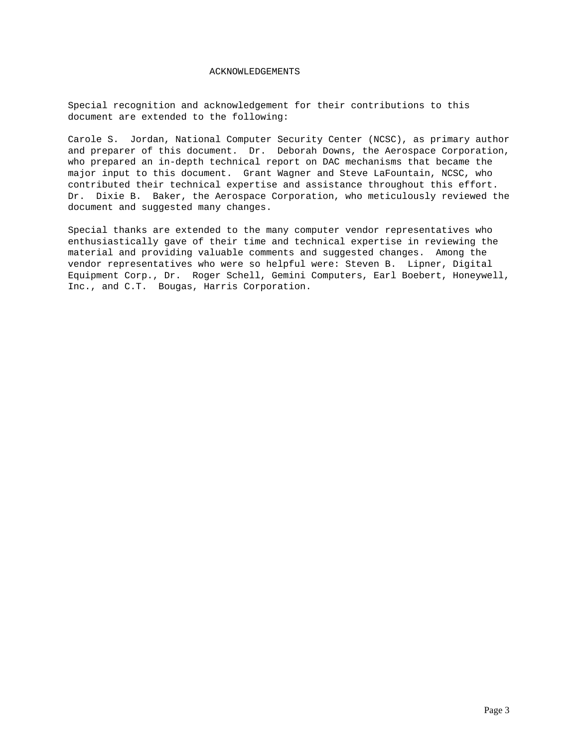# ACKNOWLEDGEMENTS

Special recognition and acknowledgement for their contributions to this document are extended to the following:

Carole S. Jordan, National Computer Security Center (NCSC), as primary author and preparer of this document. Dr. Deborah Downs, the Aerospace Corporation, who prepared an in-depth technical report on DAC mechanisms that became the major input to this document. Grant Wagner and Steve LaFountain, NCSC, who contributed their technical expertise and assistance throughout this effort. Dr. Dixie B. Baker, the Aerospace Corporation, who meticulously reviewed the document and suggested many changes.

Special thanks are extended to the many computer vendor representatives who enthusiastically gave of their time and technical expertise in reviewing the material and providing valuable comments and suggested changes. Among the vendor representatives who were so helpful were: Steven B. Lipner, Digital Equipment Corp., Dr. Roger Schell, Gemini Computers, Earl Boebert, Honeywell, Inc., and C.T. Bougas, Harris Corporation.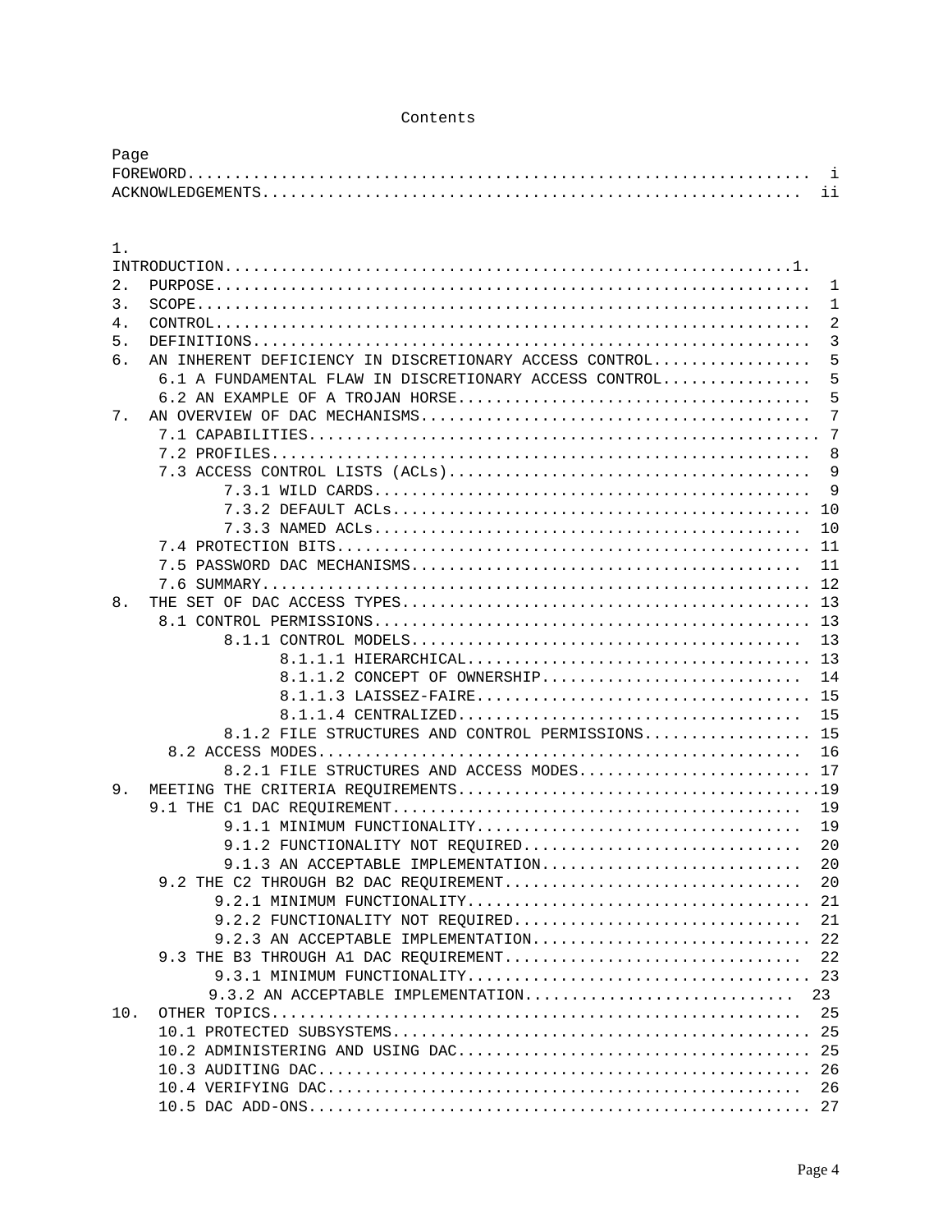# Contents

```
Page
FOREWORD.................................................................  i
ACKNOWLEDGEMENTS.........................................................  ii


1.
INTRODUCTION............................................................1.
2.  PURPOSE..............................................................  1
3.  SCOPE................................................................  1
4.  CONTROL..............................................................  2
5.  DEFINITIONS..........................................................  3
6.  AN INHERENT DEFICIENCY IN DISCRETIONARY ACCESS CONTROL...............  5
     6.1 A FUNDAMENTAL FLAW IN DISCRETIONARY ACCESS CONTROL...............  5
     6.2 AN EXAMPLE OF A TROJAN HORSE.....................................  5
7.  AN OVERVIEW OF DAC MECHANISMS........................................  7
     7.1 CAPABILITIES..................................................... 7
     7.2 PROFILES.........................................................  8
     7.3 ACCESS CONTROL LISTS (ACLs)......................................  9
            7.3.1 WILD CARDS..............................................  9
            7.3.2 DEFAULT ACLs............................................ 10
            7.3.3 NAMED ACLs.............................................. 10
     7.4 PROTECTION BITS.................................................. 11
     7.5 PASSWORD DAC MECHANISMS.......................................... 11
     7.6 SUMMARY.......................................................... 12
8.  THE SET OF DAC ACCESS TYPES.......................................... 13
     8.1 CONTROL PERMISSIONS.............................................. 13
            8.1.1 CONTROL MODELS.......................................... 13
                  8.1.1.1 HIERARCHICAL.................................... 13
                  8.1.1.2 CONCEPT OF OWNERSHIP............................ 14
                  8.1.1.3 LAISSEZ-FAIRE................................... 15
                  8.1.1.4 CENTRALIZED..................................... 15
            8.1.2 FILE STRUCTURES AND CONTROL PERMISSIONS................. 15
      8.2 ACCESS MODES.................................................... 16
            8.2.1 FILE STRUCTURES AND ACCESS MODES........................ 17
9.  MEETING THE CRITERIA REQUIREMENTS....................................19
    9.1 THE C1 DAC REQUIREMENT............................................ 19
            9.1.1 MINIMUM FUNCTIONALITY................................... 19
            9.1.2 FUNCTIONALITY NOT REQUIRED.............................. 20
            9.1.3 AN ACCEPTABLE IMPLEMENTATION............................ 20
     9.2 THE C2 THROUGH B2 DAC REQUIREMENT................................ 20
           9.2.1 MINIMUM FUNCTIONALITY.................................... 21
           9.2.2 FUNCTIONALITY NOT REQUIRED............................... 21
           9.2.3 AN ACCEPTABLE IMPLEMENTATION............................. 22
     9.3 THE B3 THROUGH A1 DAC REQUIREMENT................................ 22
           9.3.1 MINIMUM FUNCTIONALITY.................................... 23
          9.3.2 AN ACCEPTABLE IMPLEMENTATION............................. 23
10.  OTHER TOPICS......................................................... 25
     10.1 PROTECTED SUBSYSTEMS............................................ 25
     10.2 ADMINISTERING AND USING DAC..................................... 25
     10.3 AUDITING DAC.................................................... 26
     10.4 VERIFYING DAC................................................... 26
     10.5 DAC ADD-ONS..................................................... 27
```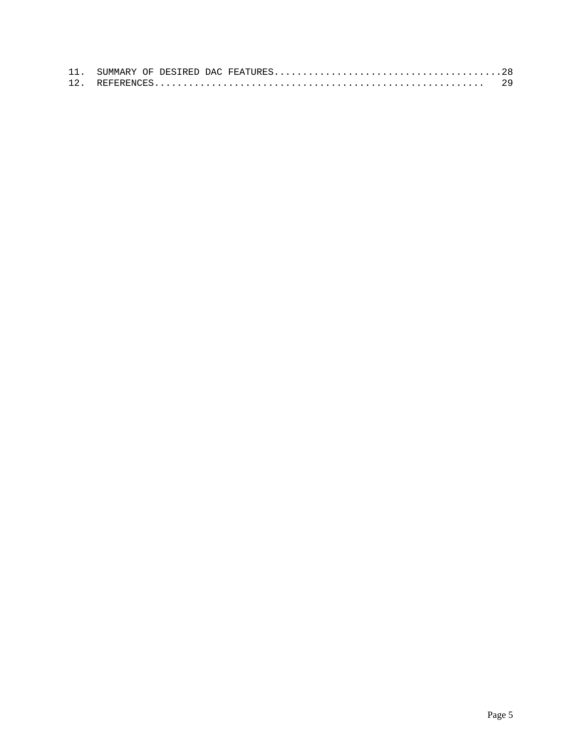11. SUMMARY OF DESIRED DAC FEATURES.......................................28
12. REFERENCES.........................................................  29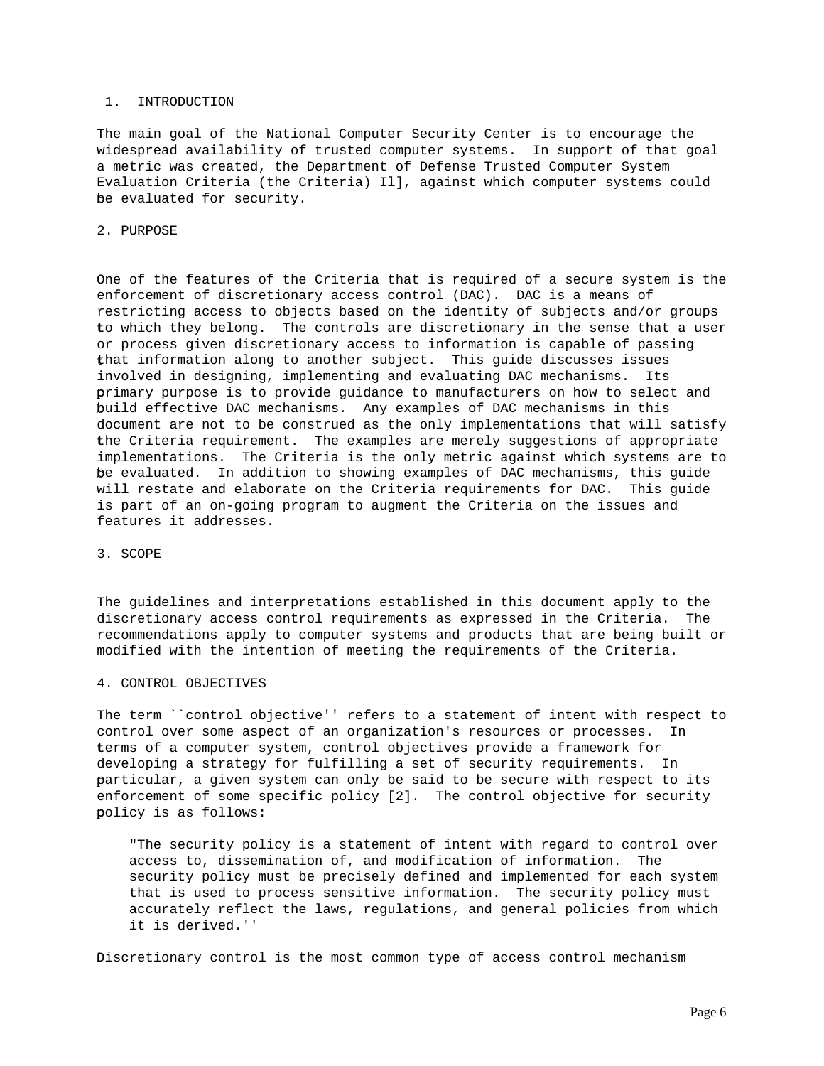## 1. INTRODUCTION

The main goal of the National Computer Security Center is to encourage the widespread availability of trusted computer systems. In support of that goal a metric was created, the Department of Defense Trusted Computer System Evaluation Criteria (the Criteria) Il], against which computer systems could be evaluated for security.

## 2. PURPOSE

One of the features of the Criteria that is required of a secure system is the enforcement of discretionary access control (DAC). DAC is a means of restricting access to objects based on the identity of subjects and/or groups to which they belong. The controls are discretionary in the sense that a user or process given discretionary access to information is capable of passing that information along to another subject. This guide discusses issues involved in designing, implementing and evaluating DAC mechanisms. Its primary purpose is to provide guidance to manufacturers on how to select and build effective DAC mechanisms. Any examples of DAC mechanisms in this document are not to be construed as the only implementations that will satisfy the Criteria requirement. The examples are merely suggestions of appropriate implementations. The Criteria is the only metric against which systems are to be evaluated. In addition to showing examples of DAC mechanisms, this guide will restate and elaborate on the Criteria requirements for DAC. This guide is part of an on-going program to augment the Criteria on the issues and features it addresses.

## 3. SCOPE

The guidelines and interpretations established in this document apply to the discretionary access control requirements as expressed in the Criteria. The recommendations apply to computer systems and products that are being built or modified with the intention of meeting the requirements of the Criteria.

## 4. CONTROL OBJECTIVES

The term ``control objective'' refers to a statement of intent with respect to control over some aspect of an organization's resources or processes. In terms of a computer system, control objectives provide a framework for developing a strategy for fulfilling a set of security requirements. In particular, a given system can only be said to be secure with respect to its enforcement of some specific policy [2]. The control objective for security policy is as follows:

> "The security policy is a statement of intent with regard to control over access to, dissemination of, and modification of information. The security policy must be precisely defined and implemented for each system that is used to process sensitive information. The security policy must accurately reflect the laws, regulations, and general policies from which it is derived.''

Discretionary control is the most common type of access control mechanism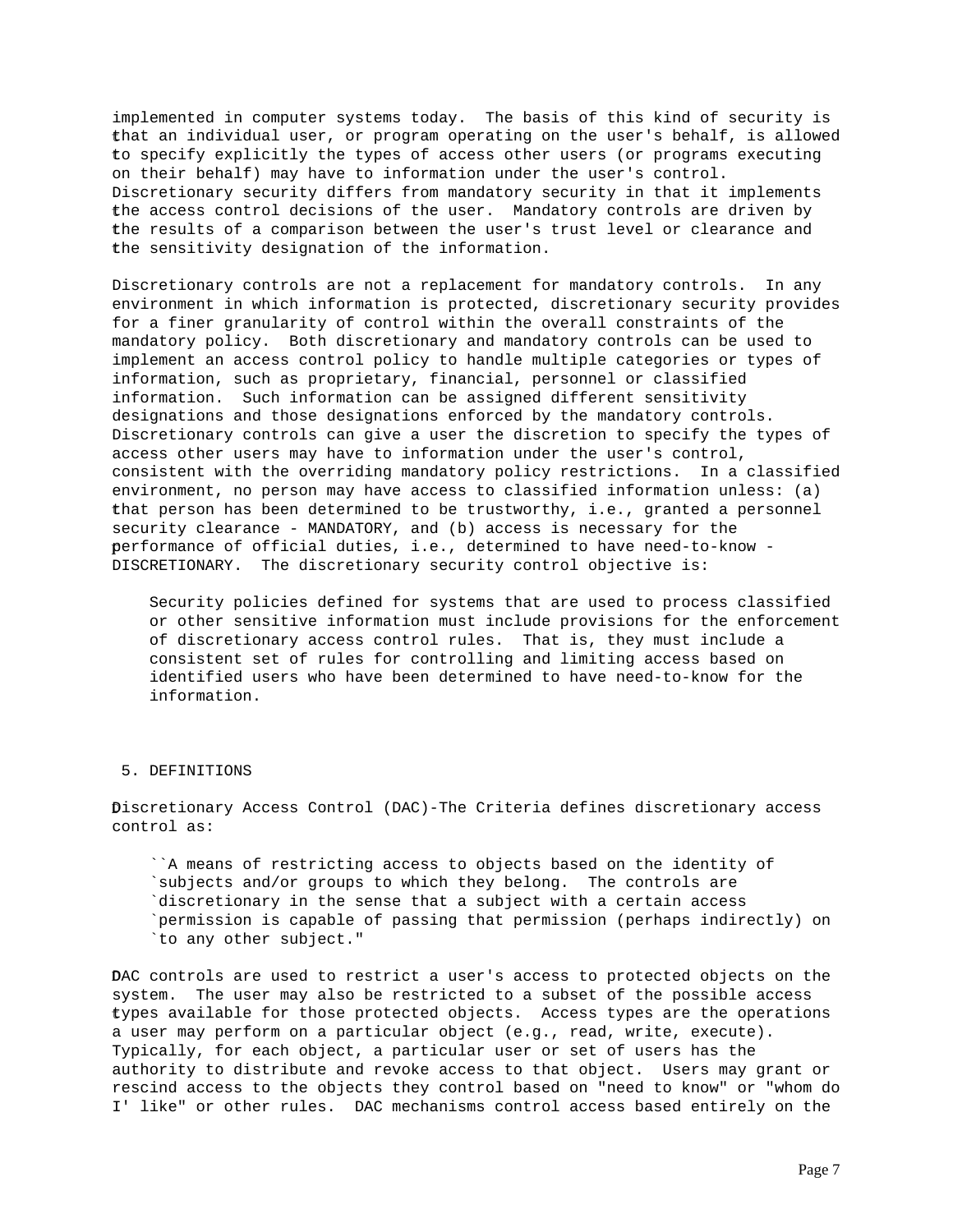implemented in computer systems today. The basis of this kind of security is that an individual user, or program operating on the user's behalf, is allowed to specify explicitly the types of access other users (or programs executing on their behalf) may have to information under the user's control. Discretionary security differs from mandatory security in that it implements the access control decisions of the user. Mandatory controls are driven by the results of a comparison between the user's trust level or clearance and the sensitivity designation of the information.

Discretionary controls are not a replacement for mandatory controls. In any environment in which information is protected, discretionary security provides for a finer granularity of control within the overall constraints of the mandatory policy. Both discretionary and mandatory controls can be used to implement an access control policy to handle multiple categories or types of information, such as proprietary, financial, personnel or classified information. Such information can be assigned different sensitivity designations and those designations enforced by the mandatory controls. Discretionary controls can give a user the discretion to specify the types of access other users may have to information under the user's control, consistent with the overriding mandatory policy restrictions. In a classified environment, no person may have access to classified information unless: (a) that person has been determined to be trustworthy, i.e., granted a personnel security clearance - MANDATORY, and (b) access is necessary for the performance of official duties, i.e., determined to have need-to-know - DISCRETIONARY. The discretionary security control objective is:

> Security policies defined for systems that are used to process classified or other sensitive information must include provisions for the enforcement of discretionary access control rules. That is, they must include a consistent set of rules for controlling and limiting access based on identified users who have been determined to have need-to-know for the information.

## 5. DEFINITIONS

Discretionary Access Control (DAC)-The Criteria defines discretionary access control as:

> ``A means of restricting access to objects based on the identity of `subjects and/or groups to which they belong. The controls are `discretionary in the sense that a subject with a certain access `permission is capable of passing that permission (perhaps indirectly) on `to any other subject."

DAC controls are used to restrict a user's access to protected objects on the system. The user may also be restricted to a subset of the possible access types available for those protected objects. Access types are the operations a user may perform on a particular object (e.g., read, write, execute). Typically, for each object, a particular user or set of users has the authority to distribute and revoke access to that object. Users may grant or rescind access to the objects they control based on "need to know" or "whom do I' like" or other rules. DAC mechanisms control access based entirely on the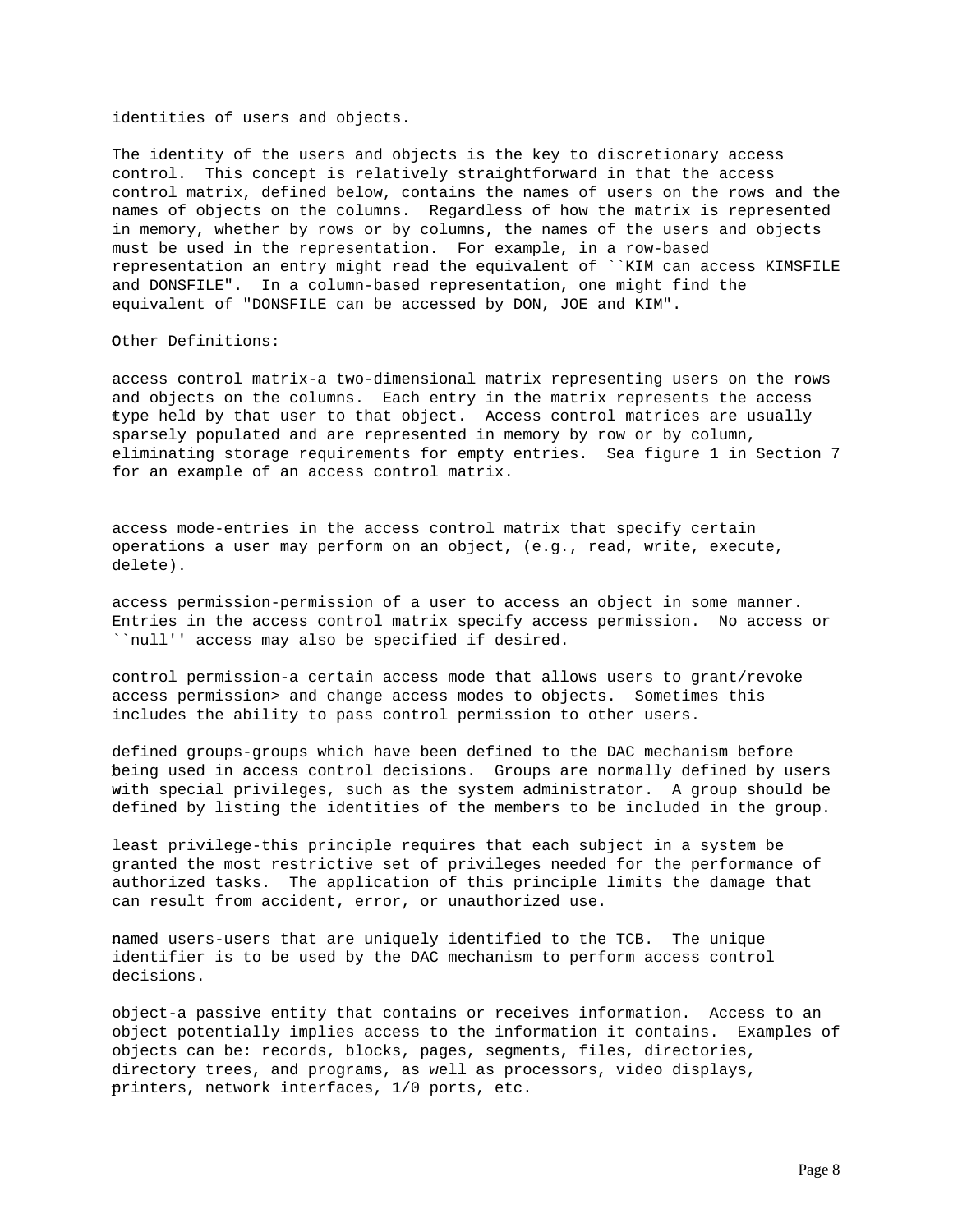identities of users and objects.

The identity of the users and objects is the key to discretionary access control. This concept is relatively straightforward in that the access control matrix, defined below, contains the names of users on the rows and the names of objects on the columns. Regardless of how the matrix is represented in memory, whether by rows or by columns, the names of the users and objects must be used in the representation. For example, in a row-based representation an entry might read the equivalent of ``KIM can access KIMSFILE and DONSFILE". In a column-based representation, one might find the equivalent of "DONSFILE can be accessed by DON, JOE and KIM".

Other Definitions:

access control matrix-a two-dimensional matrix representing users on the rows and objects on the columns. Each entry in the matrix represents the access type held by that user to that object. Access control matrices are usually sparsely populated and are represented in memory by row or by column, eliminating storage requirements for empty entries. Sea figure 1 in Section 7 for an example of an access control matrix.

access mode-entries in the access control matrix that specify certain operations a user may perform on an object, (e.g., read, write, execute, delete).

access permission-permission of a user to access an object in some manner. Entries in the access control matrix specify access permission. No access or ``null'' access may also be specified if desired.

control permission-a certain access mode that allows users to grant/revoke access permission> and change access modes to objects. Sometimes this includes the ability to pass control permission to other users.

defined groups-groups which have been defined to the DAC mechanism before being used in access control decisions. Groups are normally defined by users with special privileges, such as the system administrator. A group should be defined by listing the identities of the members to be included in the group.

least privilege-this principle requires that each subject in a system be granted the most restrictive set of privileges needed for the performance of authorized tasks. The application of this principle limits the damage that can result from accident, error, or unauthorized use.

named users-users that are uniquely identified to the TCB. The unique identifier is to be used by the DAC mechanism to perform access control decisions.

object-a passive entity that contains or receives information. Access to an object potentially implies access to the information it contains. Examples of objects can be: records, blocks, pages, segments, files, directories, directory trees, and programs, as well as processors, video displays, printers, network interfaces, 1/0 ports, etc.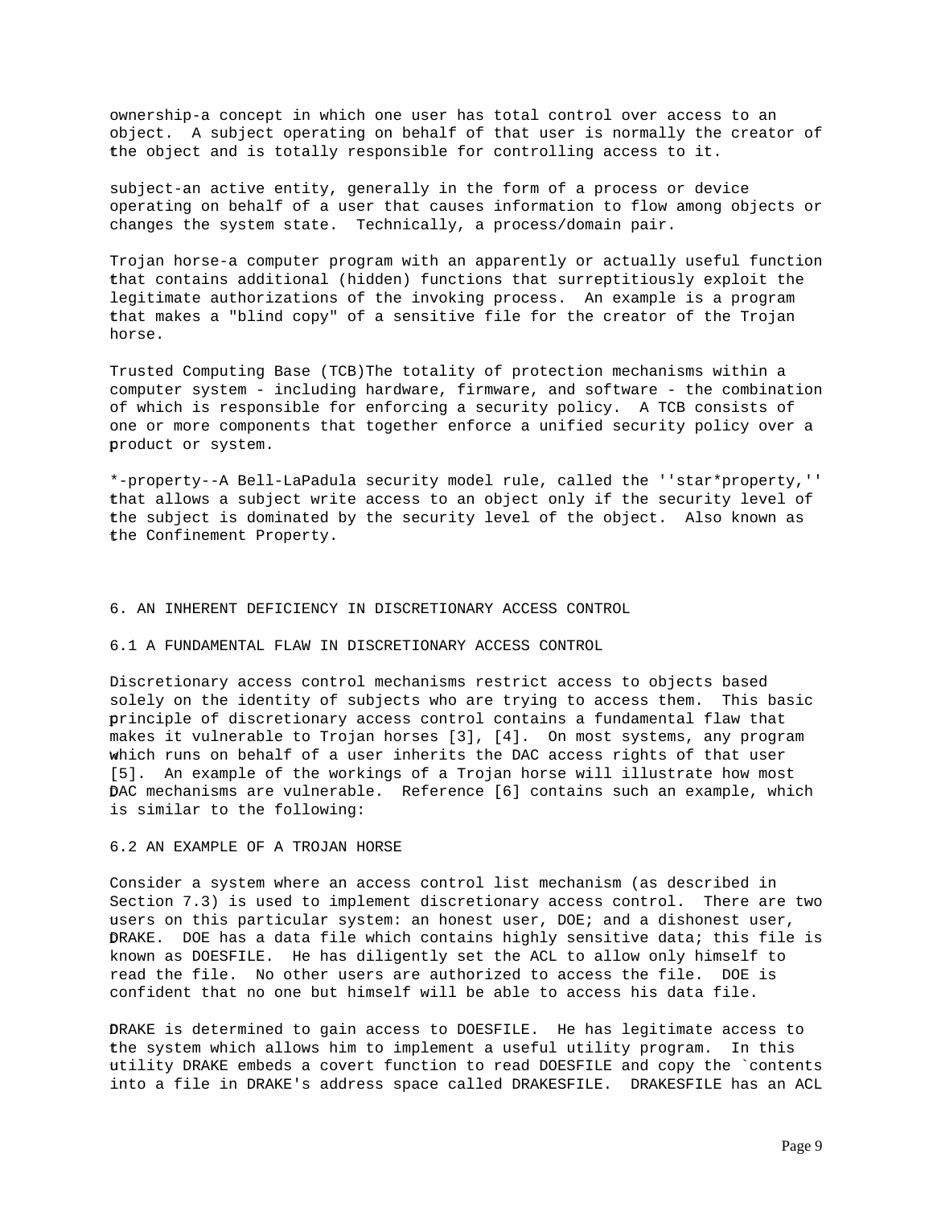ownership-a concept in which one user has total control over access to an object. A subject operating on behalf of that user is normally the creator of the object and is totally responsible for controlling access to it.

subject-an active entity, generally in the form of a process or device operating on behalf of a user that causes information to flow among objects or changes the system state. Technically, a process/domain pair.

Trojan horse-a computer program with an apparently or actually useful function that contains additional (hidden) functions that surreptitiously exploit the legitimate authorizations of the invoking process. An example is a program that makes a "blind copy" of a sensitive file for the creator of the Trojan horse.

Trusted Computing Base (TCB)The totality of protection mechanisms within a computer system - including hardware, firmware, and software - the combination of which is responsible for enforcing a security policy. A TCB consists of one or more components that together enforce a unified security policy over a product or system.

*-property--A Bell-LaPadula security model rule, called the ''star*property,'' that allows a subject write access to an object only if the security level of the subject is dominated by the security level of the object. Also known as the Confinement Property.

## 6. AN INHERENT DEFICIENCY IN DISCRETIONARY ACCESS CONTROL

### 6.1 A FUNDAMENTAL FLAW IN DISCRETIONARY ACCESS CONTROL

Discretionary access control mechanisms restrict access to objects based solely on the identity of subjects who are trying to access them. This basic principle of discretionary access control contains a fundamental flaw that makes it vulnerable to Trojan horses [3], [4]. On most systems, any program which runs on behalf of a user inherits the DAC access rights of that user [5]. An example of the workings of a Trojan horse will illustrate how most DAC mechanisms are vulnerable. Reference [6] contains such an example, which is similar to the following:

### 6.2 AN EXAMPLE OF A TROJAN HORSE

Consider a system where an access control list mechanism (as described in Section 7.3) is used to implement discretionary access control. There are two users on this particular system: an honest user, DOE; and a dishonest user, DRAKE. DOE has a data file which contains highly sensitive data; this file is known as DOESFILE. He has diligently set the ACL to allow only himself to read the file. No other users are authorized to access the file. DOE is confident that no one but himself will be able to access his data file.

DRAKE is determined to gain access to DOESFILE. He has legitimate access to the system which allows him to implement a useful utility program. In this utility DRAKE embeds a covert function to read DOESFILE and copy the `contents into a file in DRAKE's address space called DRAKESFILE. DRAKESFILE has an ACL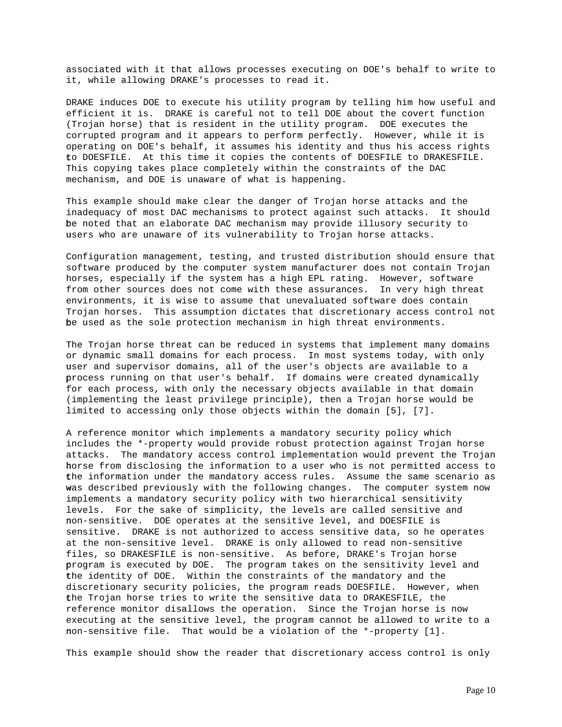associated with it that allows processes executing on DOE's behalf to write to it, while allowing DRAKE's processes to read it.

DRAKE induces DOE to execute his utility program by telling him how useful and efficient it is. DRAKE is careful not to tell DOE about the covert function (Trojan horse) that is resident in the utility program. DOE executes the corrupted program and it appears to perform perfectly. However, while it is operating on DOE's behalf, it assumes his identity and thus his access rights to DOESFILE. At this time it copies the contents of DOESFILE to DRAKESFILE. This copying takes place completely within the constraints of the DAC mechanism, and DOE is unaware of what is happening.

This example should make clear the danger of Trojan horse attacks and the inadequacy of most DAC mechanisms to protect against such attacks. It should be noted that an elaborate DAC mechanism may provide illusory security to users who are unaware of its vulnerability to Trojan horse attacks.

Configuration management, testing, and trusted distribution should ensure that software produced by the computer system manufacturer does not contain Trojan horses, especially if the system has a high EPL rating. However, software from other sources does not come with these assurances. In very high threat environments, it is wise to assume that unevaluated software does contain Trojan horses. This assumption dictates that discretionary access control not be used as the sole protection mechanism in high threat environments.

The Trojan horse threat can be reduced in systems that implement many domains or dynamic small domains for each process. In most systems today, with only user and supervisor domains, all of the user's objects are available to a process running on that user's behalf. If domains were created dynamically for each process, with only the necessary objects available in that domain (implementing the least privilege principle), then a Trojan horse would be limited to accessing only those objects within the domain [5], [7].

A reference monitor which implements a mandatory security policy which includes the *-property would provide robust protection against Trojan horse attacks. The mandatory access control implementation would prevent the Trojan horse from disclosing the information to a user who is not permitted access to the information under the mandatory access rules. Assume the same scenario as was described previously with the following changes. The computer system now implements a mandatory security policy with two hierarchical sensitivity levels. For the sake of simplicity, the levels are called sensitive and non-sensitive. DOE operates at the sensitive level, and DOESFILE is sensitive. DRAKE is not authorized to access sensitive data, so he operates at the non-sensitive level. DRAKE is only allowed to read non-sensitive files, so DRAKESFILE is non-sensitive. As before, DRAKE's Trojan horse program is executed by DOE. The program takes on the sensitivity level and the identity of DOE. Within the constraints of the mandatory and the discretionary security policies, the program reads DOESFILE. However, when the Trojan horse tries to write the sensitive data to DRAKESFILE, the reference monitor disallows the operation. Since the Trojan horse is now executing at the sensitive level, the program cannot be allowed to write to a non-sensitive file. That would be a violation of the *-property [1].

This example should show the reader that discretionary access control is only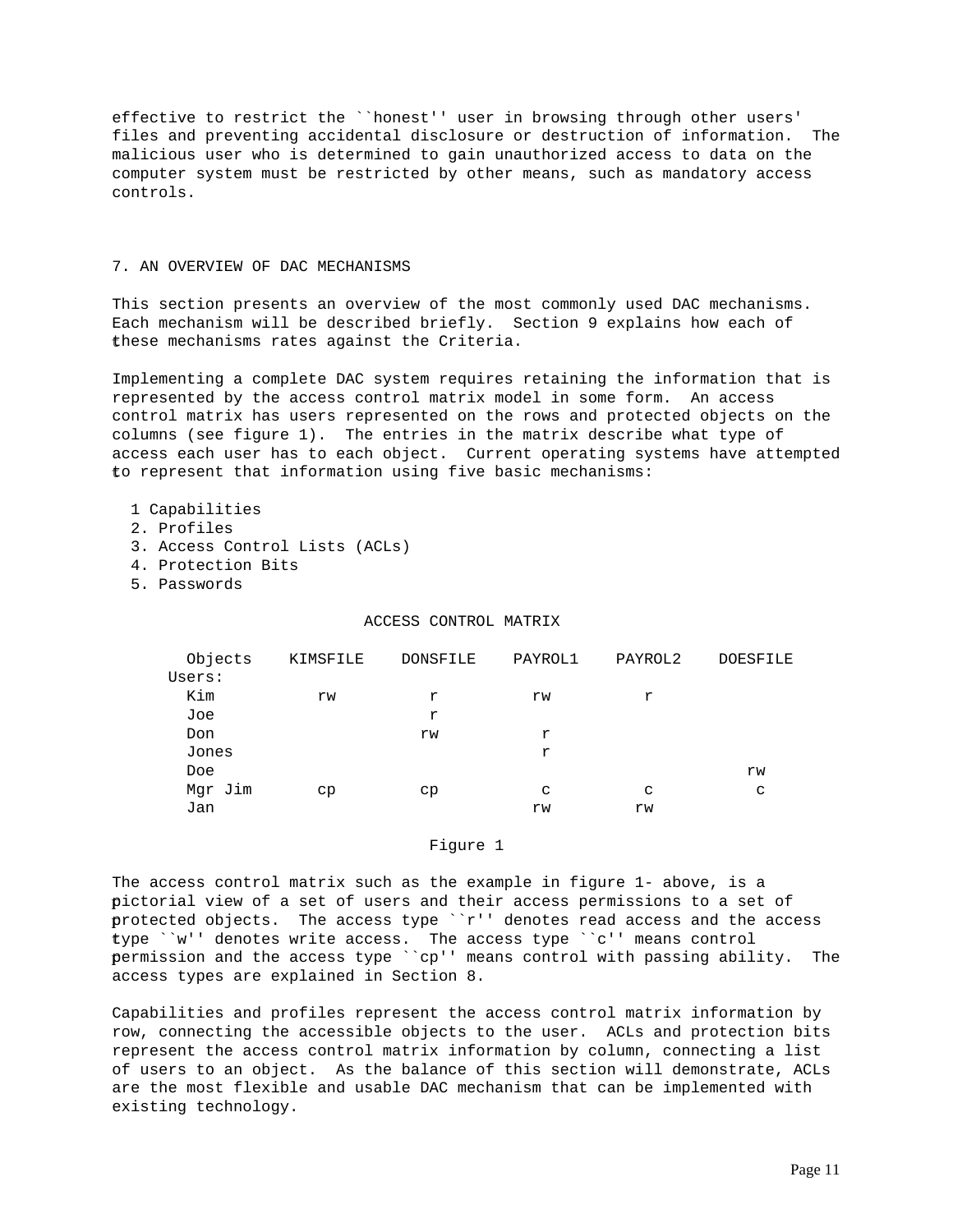effective to restrict the ``honest'' user in browsing through other users' files and preventing accidental disclosure or destruction of information. The malicious user who is determined to gain unauthorized access to data on the computer system must be restricted by other means, such as mandatory access controls.

## 7. AN OVERVIEW OF DAC MECHANISMS

This section presents an overview of the most commonly used DAC mechanisms. Each mechanism will be described briefly. Section 9 explains how each of these mechanisms rates against the Criteria.

Implementing a complete DAC system requires retaining the information that is represented by the access control matrix model in some form. An access control matrix has users represented on the rows and protected objects on the columns (see figure 1). The entries in the matrix describe what type of access each user has to each object. Current operating systems have attempted to represent that information using five basic mechanisms:

1 Capabilities
2. Profiles
3. Access Control Lists (ACLs)
4. Protection Bits
5. Passwords

ACCESS CONTROL MATRIX

| Objects / Users: | KIMSFILE | DONSFILE | PAYROL1 | PAYROL2 | DOESFILE |
|---|---|---|---|---|---|
| Kim | rw | r | rw | r | |
| Joe | | r | | | |
| Don | | rw | r | | |
| Jones | | | r | | |
| Doe | | | | | rw |
| Mgr Jim | cp | cp | c | c | c |
| Jan | | | rw | rw | |

Figure 1

The access control matrix such as the example in figure 1- above, is a pictorial view of a set of users and their access permissions to a set of protected objects. The access type ``r'' denotes read access and the access type ``w'' denotes write access. The access type ``c'' means control permission and the access type ``cp'' means control with passing ability. The access types are explained in Section 8.

Capabilities and profiles represent the access control matrix information by row, connecting the accessible objects to the user. ACLs and protection bits represent the access control matrix information by column, connecting a list of users to an object. As the balance of this section will demonstrate, ACLs are the most flexible and usable DAC mechanism that can be implemented with existing technology.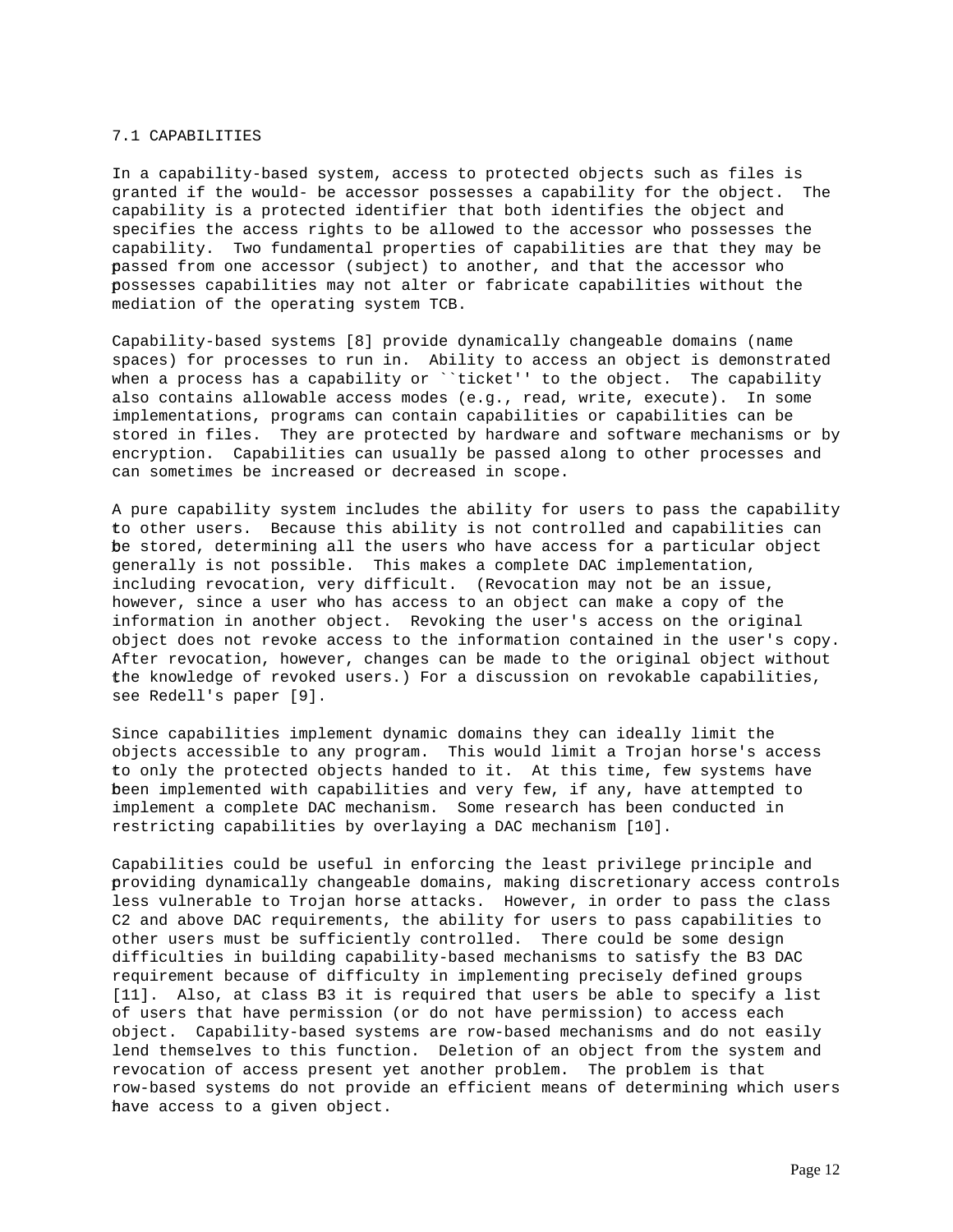## 7.1 CAPABILITIES

In a capability-based system, access to protected objects such as files is granted if the would- be accessor possesses a capability for the object. The capability is a protected identifier that both identifies the object and specifies the access rights to be allowed to the accessor who possesses the capability. Two fundamental properties of capabilities are that they may be passed from one accessor (subject) to another, and that the accessor who possesses capabilities may not alter or fabricate capabilities without the mediation of the operating system TCB.

Capability-based systems [8] provide dynamically changeable domains (name spaces) for processes to run in. Ability to access an object is demonstrated when a process has a capability or ``ticket'' to the object. The capability also contains allowable access modes (e.g., read, write, execute). In some implementations, programs can contain capabilities or capabilities can be stored in files. They are protected by hardware and software mechanisms or by encryption. Capabilities can usually be passed along to other processes and can sometimes be increased or decreased in scope.

A pure capability system includes the ability for users to pass the capability to other users. Because this ability is not controlled and capabilities can be stored, determining all the users who have access for a particular object generally is not possible. This makes a complete DAC implementation, including revocation, very difficult. (Revocation may not be an issue, however, since a user who has access to an object can make a copy of the information in another object. Revoking the user's access on the original object does not revoke access to the information contained in the user's copy. After revocation, however, changes can be made to the original object without the knowledge of revoked users.) For a discussion on revokable capabilities, see Redell's paper [9].

Since capabilities implement dynamic domains they can ideally limit the objects accessible to any program. This would limit a Trojan horse's access to only the protected objects handed to it. At this time, few systems have been implemented with capabilities and very few, if any, have attempted to implement a complete DAC mechanism. Some research has been conducted in restricting capabilities by overlaying a DAC mechanism [10].

Capabilities could be useful in enforcing the least privilege principle and providing dynamically changeable domains, making discretionary access controls less vulnerable to Trojan horse attacks. However, in order to pass the class C2 and above DAC requirements, the ability for users to pass capabilities to other users must be sufficiently controlled. There could be some design difficulties in building capability-based mechanisms to satisfy the B3 DAC requirement because of difficulty in implementing precisely defined groups [11]. Also, at class B3 it is required that users be able to specify a list of users that have permission (or do not have permission) to access each object. Capability-based systems are row-based mechanisms and do not easily lend themselves to this function. Deletion of an object from the system and revocation of access present yet another problem. The problem is that row-based systems do not provide an efficient means of determining which users have access to a given object.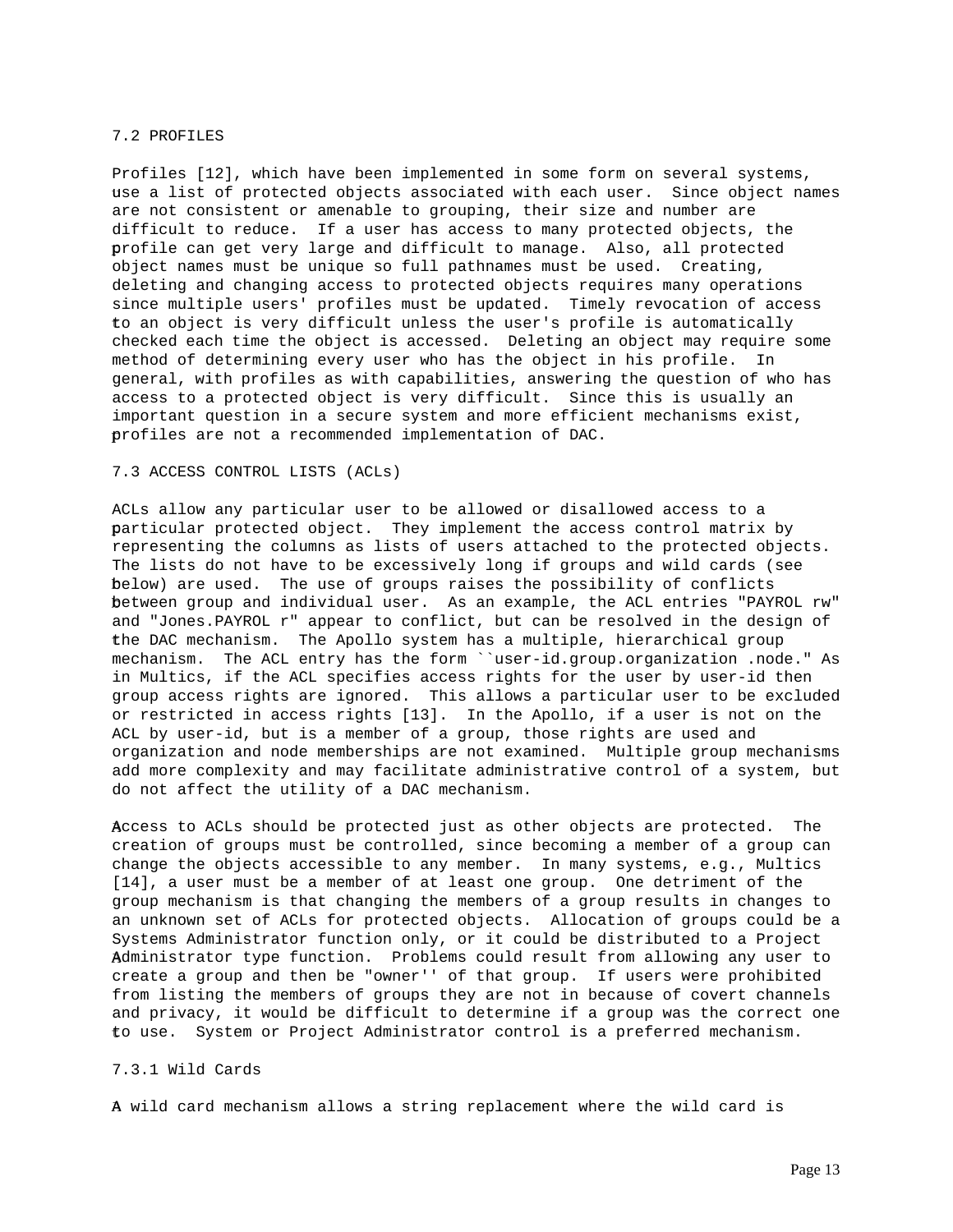## 7.2 PROFILES

Profiles [12], which have been implemented in some form on several systems, use a list of protected objects associated with each user. Since object names are not consistent or amenable to grouping, their size and number are difficult to reduce. If a user has access to many protected objects, the profile can get very large and difficult to manage. Also, all protected object names must be unique so full pathnames must be used. Creating, deleting and changing access to protected objects requires many operations since multiple users' profiles must be updated. Timely revocation of access to an object is very difficult unless the user's profile is automatically checked each time the object is accessed. Deleting an object may require some method of determining every user who has the object in his profile. In general, with profiles as with capabilities, answering the question of who has access to a protected object is very difficult. Since this is usually an important question in a secure system and more efficient mechanisms exist, profiles are not a recommended implementation of DAC.

## 7.3 ACCESS CONTROL LISTS (ACLs)

ACLs allow any particular user to be allowed or disallowed access to a particular protected object. They implement the access control matrix by representing the columns as lists of users attached to the protected objects. The lists do not have to be excessively long if groups and wild cards (see below) are used. The use of groups raises the possibility of conflicts between group and individual user. As an example, the ACL entries "PAYROL rw" and "Jones.PAYROL r" appear to conflict, but can be resolved in the design of the DAC mechanism. The Apollo system has a multiple, hierarchical group mechanism. The ACL entry has the form ``user-id.group.organization .node." As in Multics, if the ACL specifies access rights for the user by user-id then group access rights are ignored. This allows a particular user to be excluded or restricted in access rights [13]. In the Apollo, if a user is not on the ACL by user-id, but is a member of a group, those rights are used and organization and node memberships are not examined. Multiple group mechanisms add more complexity and may facilitate administrative control of a system, but do not affect the utility of a DAC mechanism.

Access to ACLs should be protected just as other objects are protected. The creation of groups must be controlled, since becoming a member of a group can change the objects accessible to any member. In many systems, e.g., Multics [14], a user must be a member of at least one group. One detriment of the group mechanism is that changing the members of a group results in changes to an unknown set of ACLs for protected objects. Allocation of groups could be a Systems Administrator function only, or it could be distributed to a Project Administrator type function. Problems could result from allowing any user to create a group and then be "owner'' of that group. If users were prohibited from listing the members of groups they are not in because of covert channels and privacy, it would be difficult to determine if a group was the correct one to use. System or Project Administrator control is a preferred mechanism.

### 7.3.1 Wild Cards

A wild card mechanism allows a string replacement where the wild card is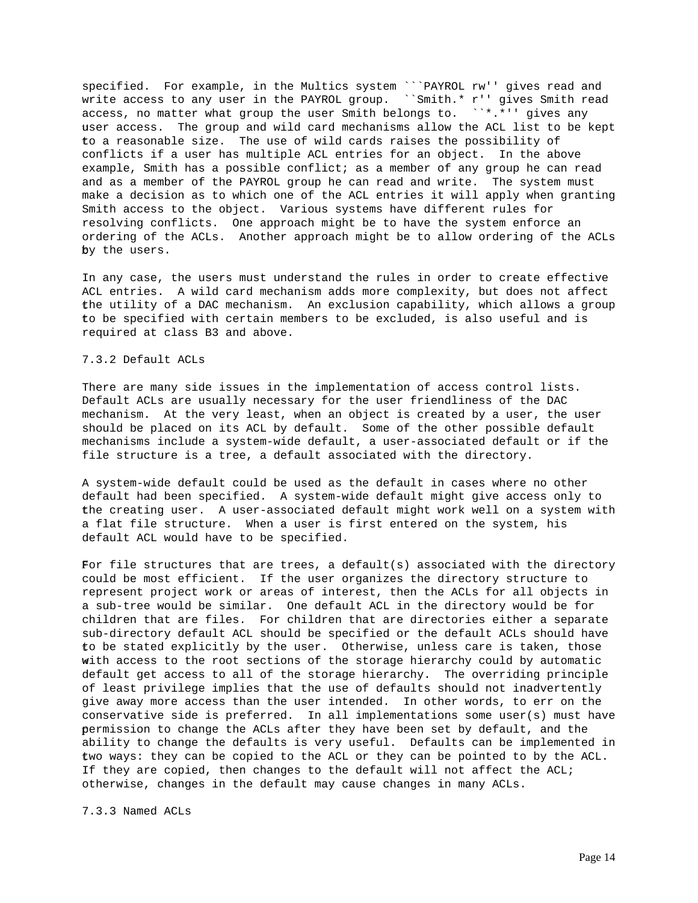specified. For example, in the Multics system ```PAYROL rw'' gives read and write access to any user in the PAYROL group. ``Smith.* r'' gives Smith read access, no matter what group the user Smith belongs to. ``*.*'' gives any user access. The group and wild card mechanisms allow the ACL list to be kept to a reasonable size. The use of wild cards raises the possibility of conflicts if a user has multiple ACL entries for an object. In the above example, Smith has a possible conflict; as a member of any group he can read and as a member of the PAYROL group he can read and write. The system must make a decision as to which one of the ACL entries it will apply when granting Smith access to the object. Various systems have different rules for resolving conflicts. One approach might be to have the system enforce an ordering of the ACLs. Another approach might be to allow ordering of the ACLs by the users.

In any case, the users must understand the rules in order to create effective ACL entries. A wild card mechanism adds more complexity, but does not affect the utility of a DAC mechanism. An exclusion capability, which allows a group to be specified with certain members to be excluded, is also useful and is required at class B3 and above.

### 7.3.2 Default ACLs

There are many side issues in the implementation of access control lists. Default ACLs are usually necessary for the user friendliness of the DAC mechanism. At the very least, when an object is created by a user, the user should be placed on its ACL by default. Some of the other possible default mechanisms include a system-wide default, a user-associated default or if the file structure is a tree, a default associated with the directory.

A system-wide default could be used as the default in cases where no other default had been specified. A system-wide default might give access only to the creating user. A user-associated default might work well on a system with a flat file structure. When a user is first entered on the system, his default ACL would have to be specified.

For file structures that are trees, a default(s) associated with the directory could be most efficient. If the user organizes the directory structure to represent project work or areas of interest, then the ACLs for all objects in a sub-tree would be similar. One default ACL in the directory would be for children that are files. For children that are directories either a separate sub-directory default ACL should be specified or the default ACLs should have to be stated explicitly by the user. Otherwise, unless care is taken, those with access to the root sections of the storage hierarchy could by automatic default get access to all of the storage hierarchy. The overriding principle of least privilege implies that the use of defaults should not inadvertently give away more access than the user intended. In other words, to err on the conservative side is preferred. In all implementations some user(s) must have permission to change the ACLs after they have been set by default, and the ability to change the defaults is very useful. Defaults can be implemented in two ways: they can be copied to the ACL or they can be pointed to by the ACL. If they are copied, then changes to the default will not affect the ACL; otherwise, changes in the default may cause changes in many ACLs.

### 7.3.3 Named ACLs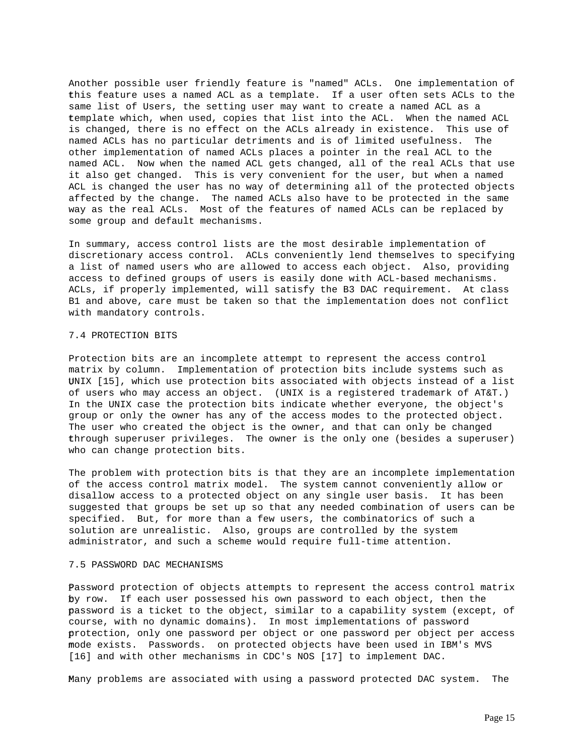Another possible user friendly feature is "named" ACLs. One implementation of this feature uses a named ACL as a template. If a user often sets ACLs to the same list of Users, the setting user may want to create a named ACL as a template which, when used, copies that list into the ACL. When the named ACL is changed, there is no effect on the ACLs already in existence. This use of named ACLs has no particular detriments and is of limited usefulness. The other implementation of named ACLs places a pointer in the real ACL to the named ACL. Now when the named ACL gets changed, all of the real ACLs that use it also get changed. This is very convenient for the user, but when a named ACL is changed the user has no way of determining all of the protected objects affected by the change. The named ACLs also have to be protected in the same way as the real ACLs. Most of the features of named ACLs can be replaced by some group and default mechanisms.

In summary, access control lists are the most desirable implementation of discretionary access control. ACLs conveniently lend themselves to specifying a list of named users who are allowed to access each object. Also, providing access to defined groups of users is easily done with ACL-based mechanisms. ACLs, if properly implemented, will satisfy the B3 DAC requirement. At class B1 and above, care must be taken so that the implementation does not conflict with mandatory controls.

## 7.4 PROTECTION BITS

Protection bits are an incomplete attempt to represent the access control matrix by column. Implementation of protection bits include systems such as UNIX [15], which use protection bits associated with objects instead of a list of users who may access an object. (UNIX is a registered trademark of AT&T.) In the UNIX case the protection bits indicate whether everyone, the object's group or only the owner has any of the access modes to the protected object. The user who created the object is the owner, and that can only be changed through superuser privileges. The owner is the only one (besides a superuser) who can change protection bits.

The problem with protection bits is that they are an incomplete implementation of the access control matrix model. The system cannot conveniently allow or disallow access to a protected object on any single user basis. It has been suggested that groups be set up so that any needed combination of users can be specified. But, for more than a few users, the combinatorics of such a solution are unrealistic. Also, groups are controlled by the system administrator, and such a scheme would require full-time attention.

## 7.5 PASSWORD DAC MECHANISMS

Password protection of objects attempts to represent the access control matrix by row. If each user possessed his own password to each object, then the password is a ticket to the object, similar to a capability system (except, of course, with no dynamic domains). In most implementations of password protection, only one password per object or one password per object per access mode exists. Passwords. on protected objects have been used in IBM's MVS [16] and with other mechanisms in CDC's NOS [17] to implement DAC.

Many problems are associated with using a password protected DAC system. The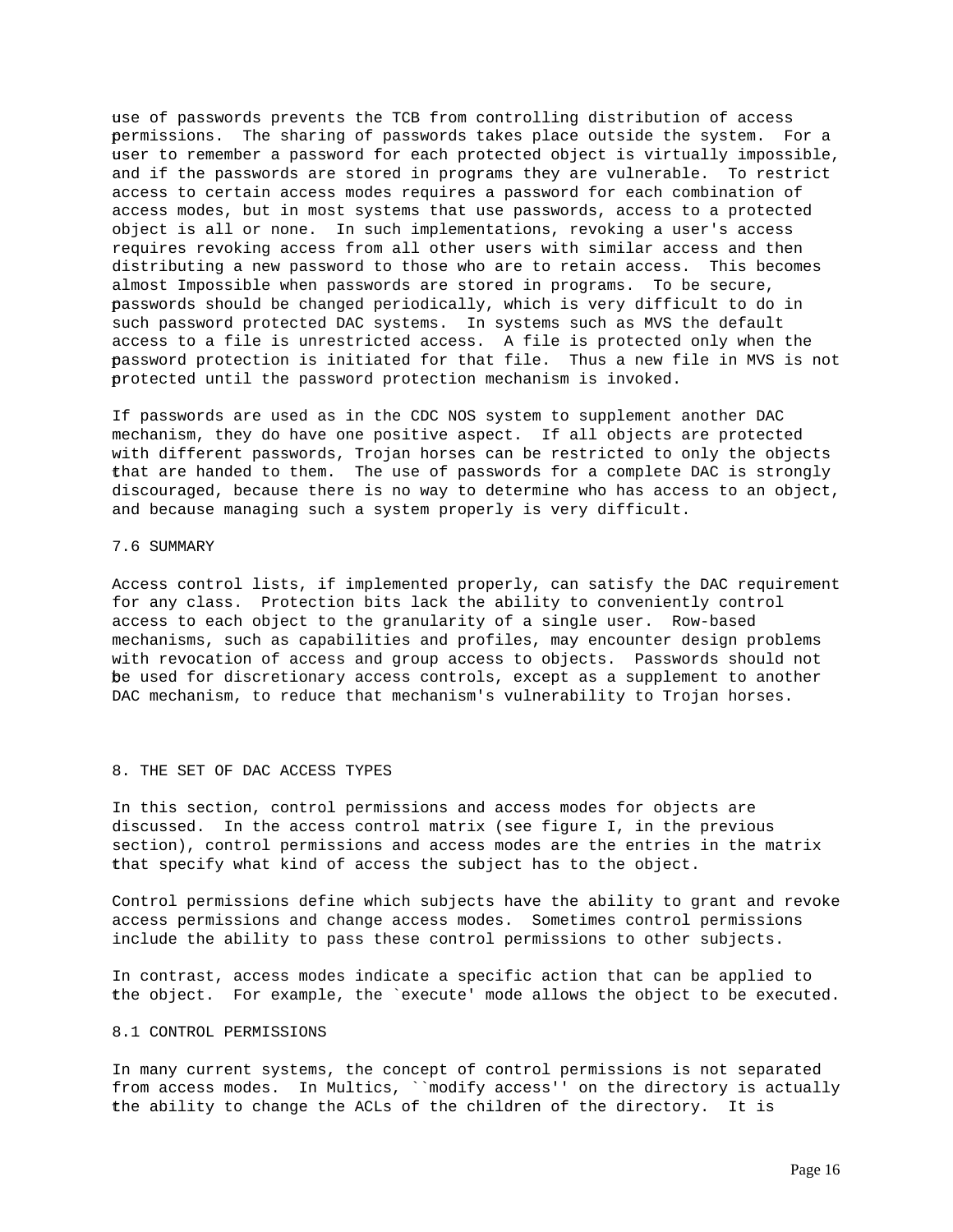use of passwords prevents the TCB from controlling distribution of access permissions. The sharing of passwords takes place outside the system. For a user to remember a password for each protected object is virtually impossible, and if the passwords are stored in programs they are vulnerable. To restrict access to certain access modes requires a password for each combination of access modes, but in most systems that use passwords, access to a protected object is all or none. In such implementations, revoking a user's access requires revoking access from all other users with similar access and then distributing a new password to those who are to retain access. This becomes almost Impossible when passwords are stored in programs. To be secure, passwords should be changed periodically, which is very difficult to do in such password protected DAC systems. In systems such as MVS the default access to a file is unrestricted access. A file is protected only when the password protection is initiated for that file. Thus a new file in MVS is not protected until the password protection mechanism is invoked.

If passwords are used as in the CDC NOS system to supplement another DAC mechanism, they do have one positive aspect. If all objects are protected with different passwords, Trojan horses can be restricted to only the objects that are handed to them. The use of passwords for a complete DAC is strongly discouraged, because there is no way to determine who has access to an object, and because managing such a system properly is very difficult.

## 7.6 SUMMARY

Access control lists, if implemented properly, can satisfy the DAC requirement for any class. Protection bits lack the ability to conveniently control access to each object to the granularity of a single user. Row-based mechanisms, such as capabilities and profiles, may encounter design problems with revocation of access and group access to objects. Passwords should not be used for discretionary access controls, except as a supplement to another DAC mechanism, to reduce that mechanism's vulnerability to Trojan horses.

# 8. THE SET OF DAC ACCESS TYPES

In this section, control permissions and access modes for objects are discussed. In the access control matrix (see figure I, in the previous section), control permissions and access modes are the entries in the matrix that specify what kind of access the subject has to the object.

Control permissions define which subjects have the ability to grant and revoke access permissions and change access modes. Sometimes control permissions include the ability to pass these control permissions to other subjects.

In contrast, access modes indicate a specific action that can be applied to the object. For example, the `execute' mode allows the object to be executed.

## 8.1 CONTROL PERMISSIONS

In many current systems, the concept of control permissions is not separated from access modes. In Multics, ``modify access'' on the directory is actually the ability to change the ACLs of the children of the directory. It is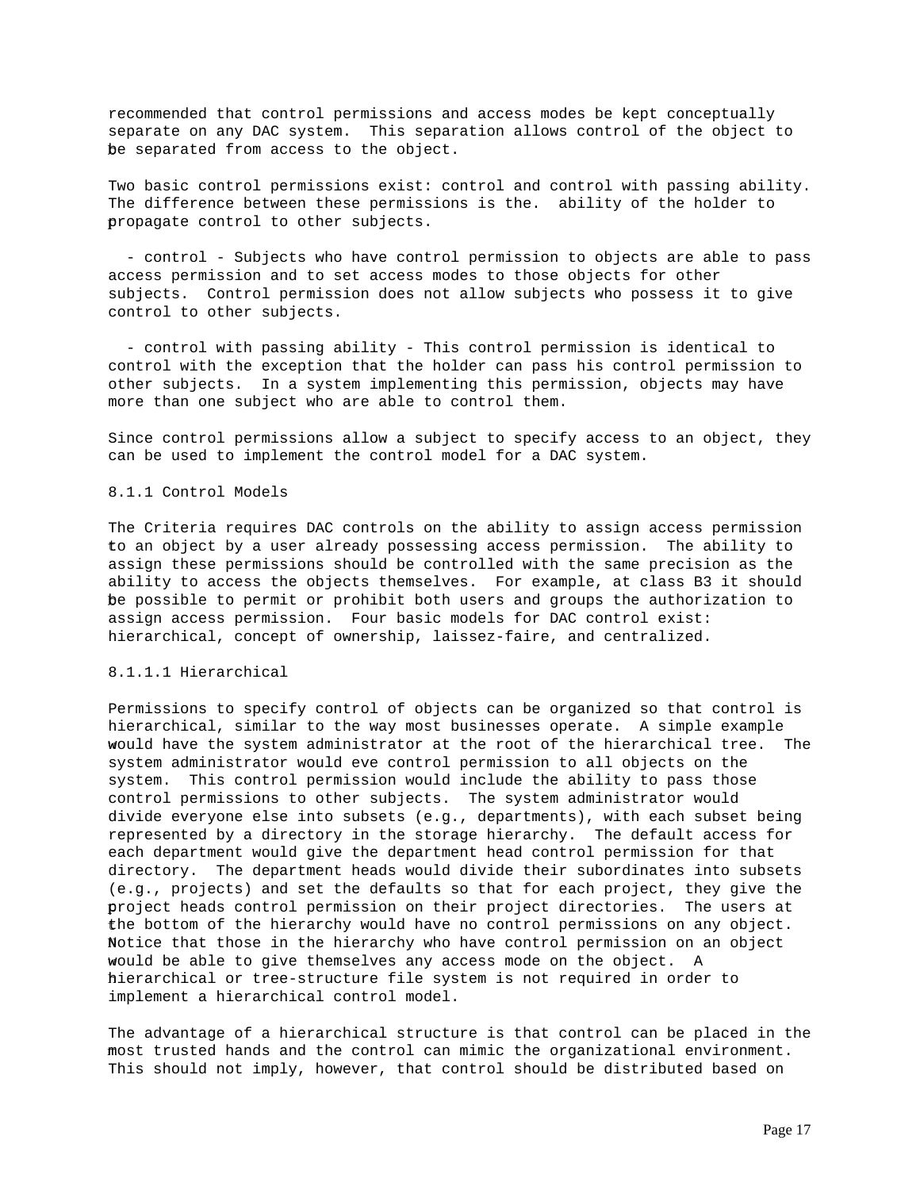recommended that control permissions and access modes be kept conceptually separate on any DAC system. This separation allows control of the object to be separated from access to the object.

Two basic control permissions exist: control and control with passing ability. The difference between these permissions is the. ability of the holder to propagate control to other subjects.

- control - Subjects who have control permission to objects are able to pass access permission and to set access modes to those objects for other subjects. Control permission does not allow subjects who possess it to give control to other subjects.

- control with passing ability - This control permission is identical to control with the exception that the holder can pass his control permission to other subjects. In a system implementing this permission, objects may have more than one subject who are able to control them.

Since control permissions allow a subject to specify access to an object, they can be used to implement the control model for a DAC system.

### 8.1.1 Control Models

The Criteria requires DAC controls on the ability to assign access permission to an object by a user already possessing access permission. The ability to assign these permissions should be controlled with the same precision as the ability to access the objects themselves. For example, at class B3 it should be possible to permit or prohibit both users and groups the authorization to assign access permission. Four basic models for DAC control exist: hierarchical, concept of ownership, laissez-faire, and centralized.

#### 8.1.1.1 Hierarchical

Permissions to specify control of objects can be organized so that control is hierarchical, similar to the way most businesses operate. A simple example would have the system administrator at the root of the hierarchical tree. The system administrator would eve control permission to all objects on the system. This control permission would include the ability to pass those control permissions to other subjects. The system administrator would divide everyone else into subsets (e.g., departments), with each subset being represented by a directory in the storage hierarchy. The default access for each department would give the department head control permission for that directory. The department heads would divide their subordinates into subsets (e.g., projects) and set the defaults so that for each project, they give the project heads control permission on their project directories. The users at the bottom of the hierarchy would have no control permissions on any object. Notice that those in the hierarchy who have control permission on an object would be able to give themselves any access mode on the object. A hierarchical or tree-structure file system is not required in order to implement a hierarchical control model.

The advantage of a hierarchical structure is that control can be placed in the most trusted hands and the control can mimic the organizational environment. This should not imply, however, that control should be distributed based on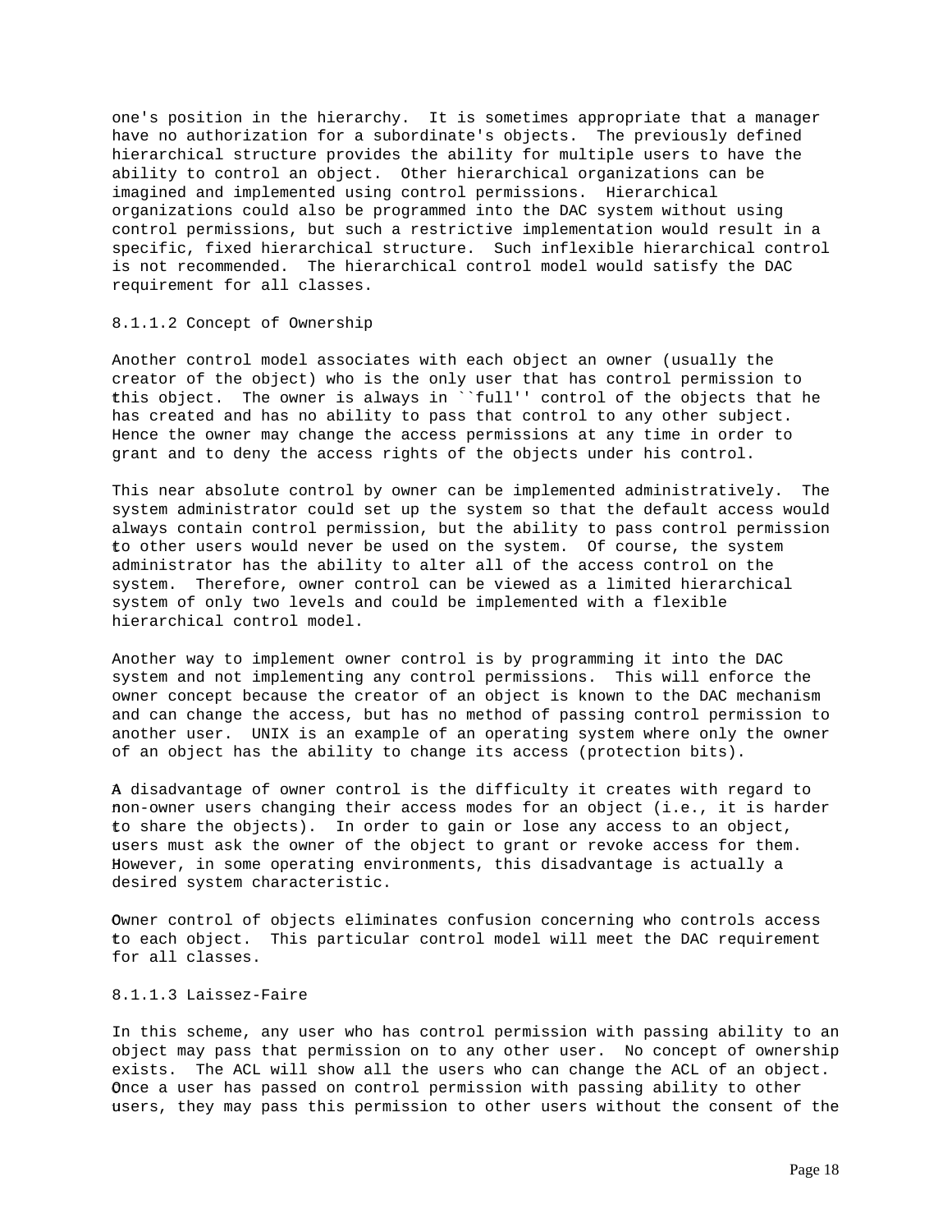one's position in the hierarchy. It is sometimes appropriate that a manager have no authorization for a subordinate's objects. The previously defined hierarchical structure provides the ability for multiple users to have the ability to control an object. Other hierarchical organizations can be imagined and implemented using control permissions. Hierarchical organizations could also be programmed into the DAC system without using control permissions, but such a restrictive implementation would result in a specific, fixed hierarchical structure. Such inflexible hierarchical control is not recommended. The hierarchical control model would satisfy the DAC requirement for all classes.

### 8.1.1.2 Concept of Ownership

Another control model associates with each object an owner (usually the creator of the object) who is the only user that has control permission to this object. The owner is always in ``full'' control of the objects that he has created and has no ability to pass that control to any other subject. Hence the owner may change the access permissions at any time in order to grant and to deny the access rights of the objects under his control.

This near absolute control by owner can be implemented administratively. The system administrator could set up the system so that the default access would always contain control permission, but the ability to pass control permission to other users would never be used on the system. Of course, the system administrator has the ability to alter all of the access control on the system. Therefore, owner control can be viewed as a limited hierarchical system of only two levels and could be implemented with a flexible hierarchical control model.

Another way to implement owner control is by programming it into the DAC system and not implementing any control permissions. This will enforce the owner concept because the creator of an object is known to the DAC mechanism and can change the access, but has no method of passing control permission to another user. UNIX is an example of an operating system where only the owner of an object has the ability to change its access (protection bits).

A disadvantage of owner control is the difficulty it creates with regard to non-owner users changing their access modes for an object (i.e., it is harder to share the objects). In order to gain or lose any access to an object, users must ask the owner of the object to grant or revoke access for them. However, in some operating environments, this disadvantage is actually a desired system characteristic.

Owner control of objects eliminates confusion concerning who controls access to each object. This particular control model will meet the DAC requirement for all classes.

### 8.1.1.3 Laissez-Faire

In this scheme, any user who has control permission with passing ability to an object may pass that permission on to any other user. No concept of ownership exists. The ACL will show all the users who can change the ACL of an object. Once a user has passed on control permission with passing ability to other users, they may pass this permission to other users without the consent of the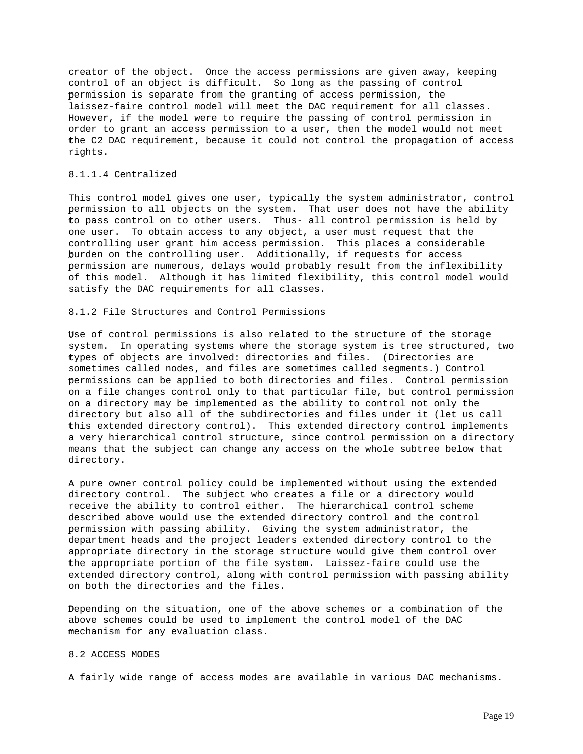creator of the object. Once the access permissions are given away, keeping control of an object is difficult. So long as the passing of control permission is separate from the granting of access permission, the laissez-faire control model will meet the DAC requirement for all classes. However, if the model were to require the passing of control permission in order to grant an access permission to a user, then the model would not meet the C2 DAC requirement, because it could not control the propagation of access rights.

#### 8.1.1.4 Centralized

This control model gives one user, typically the system administrator, control permission to all objects on the system. That user does not have the ability to pass control on to other users. Thus- all control permission is held by one user. To obtain access to any object, a user must request that the controlling user grant him access permission. This places a considerable burden on the controlling user. Additionally, if requests for access permission are numerous, delays would probably result from the inflexibility of this model. Although it has limited flexibility, this control model would satisfy the DAC requirements for all classes.

### 8.1.2 File Structures and Control Permissions

Use of control permissions is also related to the structure of the storage system. In operating systems where the storage system is tree structured, two types of objects are involved: directories and files. (Directories are sometimes called nodes, and files are sometimes called segments.) Control permissions can be applied to both directories and files. Control permission on a file changes control only to that particular file, but control permission on a directory may be implemented as the ability to control not only the directory but also all of the subdirectories and files under it (let us call this extended directory control). This extended directory control implements a very hierarchical control structure, since control permission on a directory means that the subject can change any access on the whole subtree below that directory.

A pure owner control policy could be implemented without using the extended directory control. The subject who creates a file or a directory would receive the ability to control either. The hierarchical control scheme described above would use the extended directory control and the control permission with passing ability. Giving the system administrator, the department heads and the project leaders extended directory control to the appropriate directory in the storage structure would give them control over the appropriate portion of the file system. Laissez-faire could use the extended directory control, along with control permission with passing ability on both the directories and the files.

Depending on the situation, one of the above schemes or a combination of the above schemes could be used to implement the control model of the DAC mechanism for any evaluation class.

## 8.2 ACCESS MODES

A fairly wide range of access modes are available in various DAC mechanisms.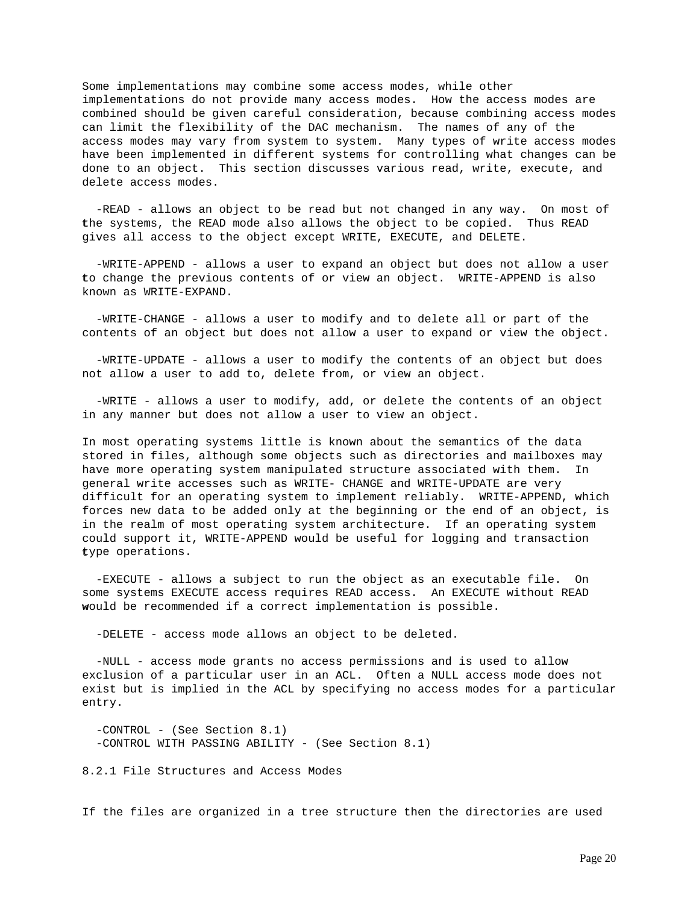Some implementations may combine some access modes, while other implementations do not provide many access modes. How the access modes are combined should be given careful consideration, because combining access modes can limit the flexibility of the DAC mechanism. The names of any of the access modes may vary from system to system. Many types of write access modes have been implemented in different systems for controlling what changes can be done to an object. This section discusses various read, write, execute, and delete access modes.

- READ - allows an object to be read but not changed in any way. On most of the systems, the READ mode also allows the object to be copied. Thus READ gives all access to the object except WRITE, EXECUTE, and DELETE.

- WRITE-APPEND - allows a user to expand an object but does not allow a user to change the previous contents of or view an object. WRITE-APPEND is also known as WRITE-EXPAND.

- WRITE-CHANGE - allows a user to modify and to delete all or part of the contents of an object but does not allow a user to expand or view the object.

- WRITE-UPDATE - allows a user to modify the contents of an object but does not allow a user to add to, delete from, or view an object.

- WRITE - allows a user to modify, add, or delete the contents of an object in any manner but does not allow a user to view an object.

In most operating systems little is known about the semantics of the data stored in files, although some objects such as directories and mailboxes may have more operating system manipulated structure associated with them. In general write accesses such as WRITE- CHANGE and WRITE-UPDATE are very difficult for an operating system to implement reliably. WRITE-APPEND, which forces new data to be added only at the beginning or the end of an object, is in the realm of most operating system architecture. If an operating system could support it, WRITE-APPEND would be useful for logging and transaction type operations.

- EXECUTE - allows a subject to run the object as an executable file. On some systems EXECUTE access requires READ access. An EXECUTE without READ would be recommended if a correct implementation is possible.

- DELETE - access mode allows an object to be deleted.

- NULL - access mode grants no access permissions and is used to allow exclusion of a particular user in an ACL. Often a NULL access mode does not exist but is implied in the ACL by specifying no access modes for a particular entry.

- CONTROL - (See Section 8.1)
- CONTROL WITH PASSING ABILITY - (See Section 8.1)

### 8.2.1 File Structures and Access Modes

If the files are organized in a tree structure then the directories are used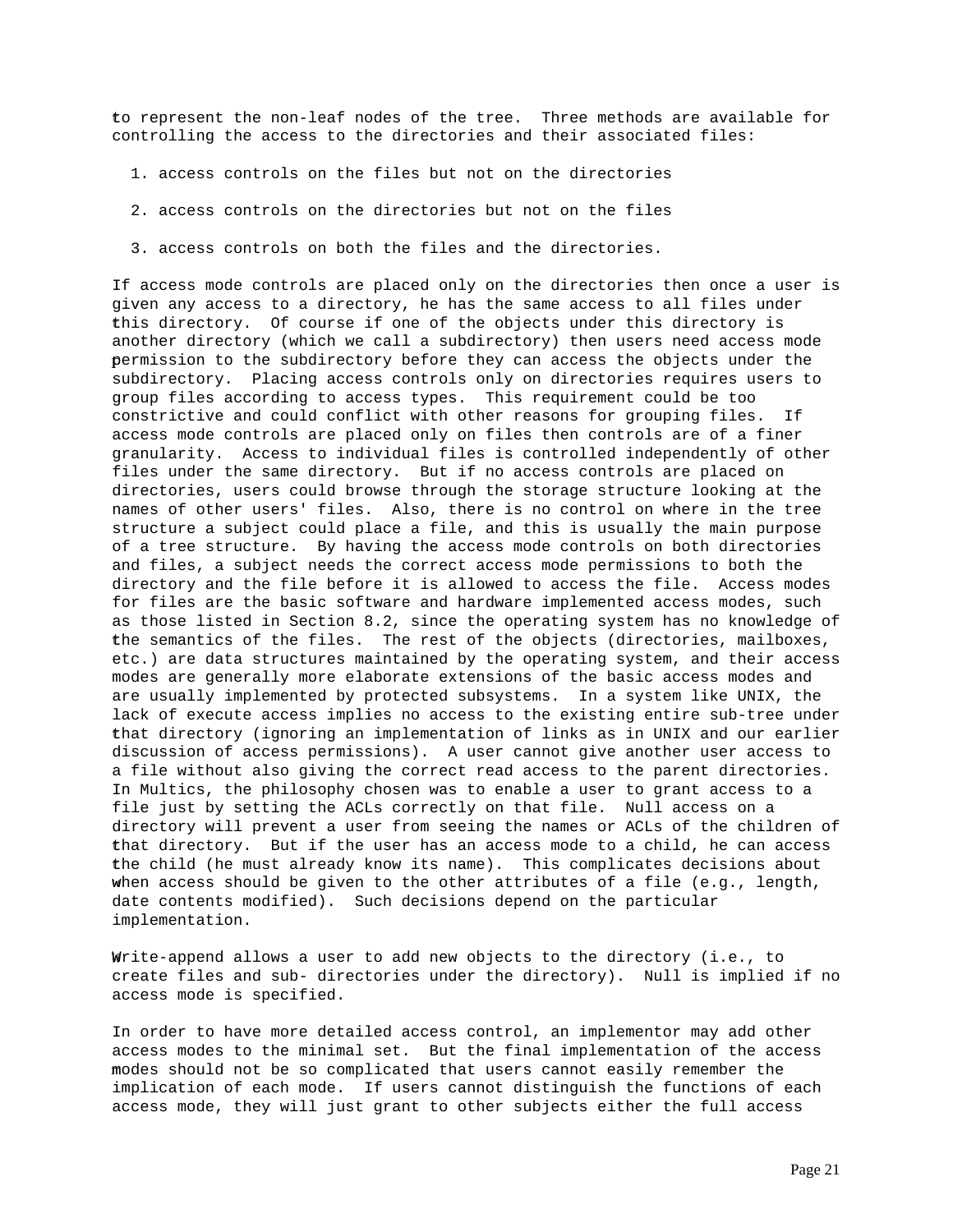to represent the non-leaf nodes of the tree. Three methods are available for controlling the access to the directories and their associated files:

1. access controls on the files but not on the directories

2. access controls on the directories but not on the files

3. access controls on both the files and the directories.

If access mode controls are placed only on the directories then once a user is given any access to a directory, he has the same access to all files under this directory. Of course if one of the objects under this directory is another directory (which we call a subdirectory) then users need access mode permission to the subdirectory before they can access the objects under the subdirectory. Placing access controls only on directories requires users to group files according to access types. This requirement could be too constrictive and could conflict with other reasons for grouping files. If access mode controls are placed only on files then controls are of a finer granularity. Access to individual files is controlled independently of other files under the same directory. But if no access controls are placed on directories, users could browse through the storage structure looking at the names of other users' files. Also, there is no control on where in the tree structure a subject could place a file, and this is usually the main purpose of a tree structure. By having the access mode controls on both directories and files, a subject needs the correct access mode permissions to both the directory and the file before it is allowed to access the file. Access modes for files are the basic software and hardware implemented access modes, such as those listed in Section 8.2, since the operating system has no knowledge of the semantics of the files. The rest of the objects (directories, mailboxes, etc.) are data structures maintained by the operating system, and their access modes are generally more elaborate extensions of the basic access modes and are usually implemented by protected subsystems. In a system like UNIX, the lack of execute access implies no access to the existing entire sub-tree under that directory (ignoring an implementation of links as in UNIX and our earlier discussion of access permissions). A user cannot give another user access to a file without also giving the correct read access to the parent directories. In Multics, the philosophy chosen was to enable a user to grant access to a file just by setting the ACLs correctly on that file. Null access on a directory will prevent a user from seeing the names or ACLs of the children of that directory. But if the user has an access mode to a child, he can access the child (he must already know its name). This complicates decisions about when access should be given to the other attributes of a file (e.g., length, date contents modified). Such decisions depend on the particular implementation.

Write-append allows a user to add new objects to the directory (i.e., to create files and sub- directories under the directory). Null is implied if no access mode is specified.

In order to have more detailed access control, an implementor may add other access modes to the minimal set. But the final implementation of the access modes should not be so complicated that users cannot easily remember the implication of each mode. If users cannot distinguish the functions of each access mode, they will just grant to other subjects either the full access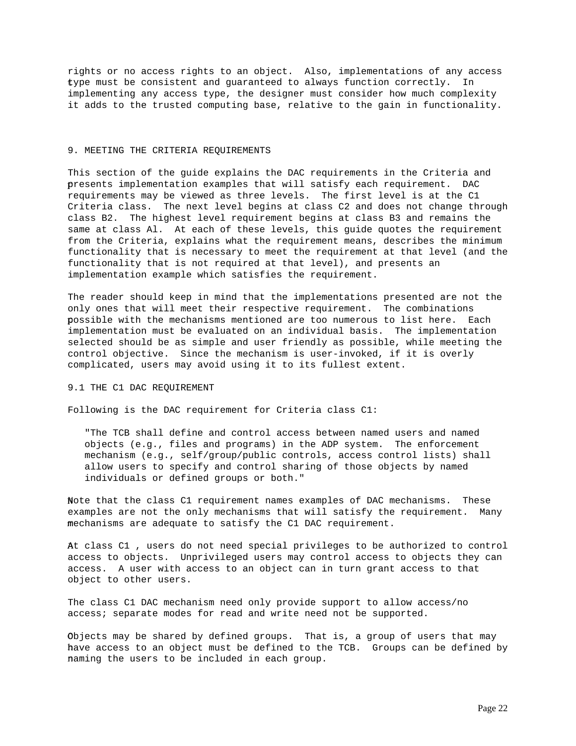rights or no access rights to an object. Also, implementations of any access type must be consistent and guaranteed to always function correctly. In implementing any access type, the designer must consider how much complexity it adds to the trusted computing base, relative to the gain in functionality.

## 9. MEETING THE CRITERIA REQUIREMENTS

This section of the guide explains the DAC requirements in the Criteria and presents implementation examples that will satisfy each requirement. DAC requirements may be viewed as three levels. The first level is at the C1 Criteria class. The next level begins at class C2 and does not change through class B2. The highest level requirement begins at class B3 and remains the same at class Al. At each of these levels, this guide quotes the requirement from the Criteria, explains what the requirement means, describes the minimum functionality that is necessary to meet the requirement at that level (and the functionality that is not required at that level), and presents an implementation example which satisfies the requirement.

The reader should keep in mind that the implementations presented are not the only ones that will meet their respective requirement. The combinations possible with the mechanisms mentioned are too numerous to list here. Each implementation must be evaluated on an individual basis. The implementation selected should be as simple and user friendly as possible, while meeting the control objective. Since the mechanism is user-invoked, if it is overly complicated, users may avoid using it to its fullest extent.

### 9.1 THE C1 DAC REQUIREMENT

Following is the DAC requirement for Criteria class C1:

> "The TCB shall define and control access between named users and named objects (e.g., files and programs) in the ADP system. The enforcement mechanism (e.g., self/group/public controls, access control lists) shall allow users to specify and control sharing of those objects by named individuals or defined groups or both."

Note that the class C1 requirement names examples of DAC mechanisms. These examples are not the only mechanisms that will satisfy the requirement. Many mechanisms are adequate to satisfy the C1 DAC requirement.

At class C1 , users do not need special privileges to be authorized to control access to objects. Unprivileged users may control access to objects they can access. A user with access to an object can in turn grant access to that object to other users.

The class C1 DAC mechanism need only provide support to allow access/no access; separate modes for read and write need not be supported.

Objects may be shared by defined groups. That is, a group of users that may have access to an object must be defined to the TCB. Groups can be defined by naming the users to be included in each group.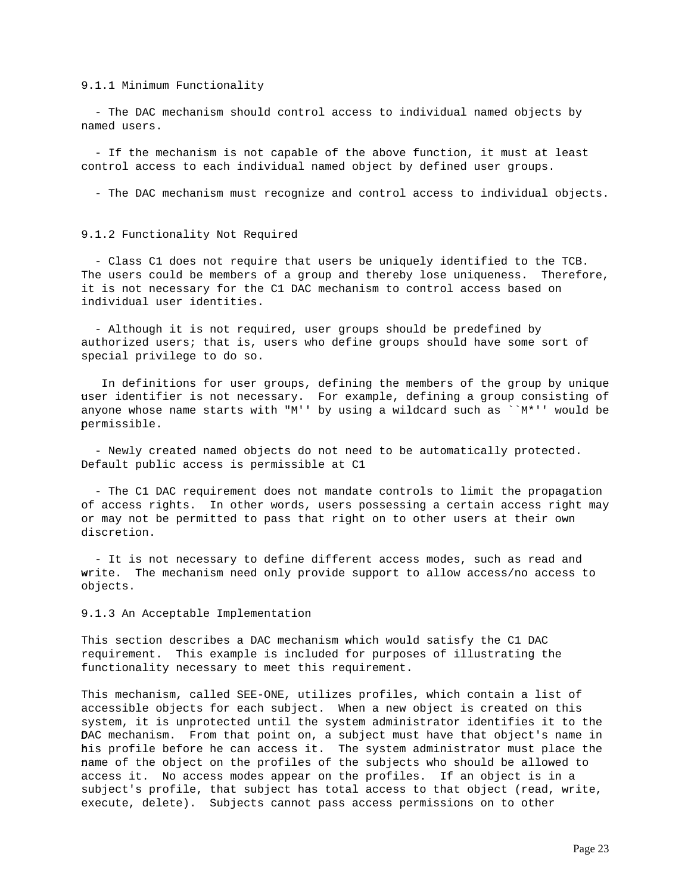### 9.1.1 Minimum Functionality

- The DAC mechanism should control access to individual named objects by named users.

- If the mechanism is not capable of the above function, it must at least control access to each individual named object by defined user groups.

- The DAC mechanism must recognize and control access to individual objects.

### 9.1.2 Functionality Not Required

- Class C1 does not require that users be uniquely identified to the TCB. The users could be members of a group and thereby lose uniqueness. Therefore, it is not necessary for the C1 DAC mechanism to control access based on individual user identities.

- Although it is not required, user groups should be predefined by authorized users; that is, users who define groups should have some sort of special privilege to do so.

  In definitions for user groups, defining the members of the group by unique user identifier is not necessary. For example, defining a group consisting of anyone whose name starts with "M'' by using a wildcard such as ``M*'' would be permissible.

- Newly created named objects do not need to be automatically protected. Default public access is permissible at C1

- The C1 DAC requirement does not mandate controls to limit the propagation of access rights. In other words, users possessing a certain access right may or may not be permitted to pass that right on to other users at their own discretion.

- It is not necessary to define different access modes, such as read and write. The mechanism need only provide support to allow access/no access to objects.

### 9.1.3 An Acceptable Implementation

This section describes a DAC mechanism which would satisfy the C1 DAC requirement. This example is included for purposes of illustrating the functionality necessary to meet this requirement.

This mechanism, called SEE-ONE, utilizes profiles, which contain a list of accessible objects for each subject. When a new object is created on this system, it is unprotected until the system administrator identifies it to the DAC mechanism. From that point on, a subject must have that object's name in his profile before he can access it. The system administrator must place the name of the object on the profiles of the subjects who should be allowed to access it. No access modes appear on the profiles. If an object is in a subject's profile, that subject has total access to that object (read, write, execute, delete). Subjects cannot pass access permissions on to other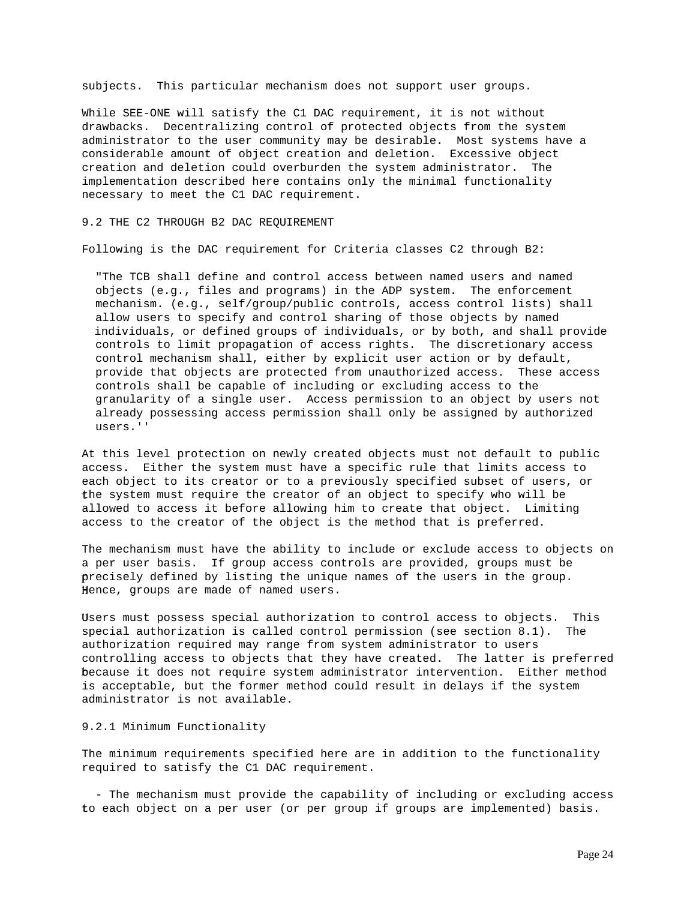subjects. This particular mechanism does not support user groups.

While SEE-ONE will satisfy the C1 DAC requirement, it is not without drawbacks. Decentralizing control of protected objects from the system administrator to the user community may be desirable. Most systems have a considerable amount of object creation and deletion. Excessive object creation and deletion could overburden the system administrator. The implementation described here contains only the minimal functionality necessary to meet the C1 DAC requirement.

## 9.2 THE C2 THROUGH B2 DAC REQUIREMENT

Following is the DAC requirement for Criteria classes C2 through B2:

> "The TCB shall define and control access between named users and named objects (e.g., files and programs) in the ADP system. The enforcement mechanism. (e.g., self/group/public controls, access control lists) shall allow users to specify and control sharing of those objects by named individuals, or defined groups of individuals, or by both, and shall provide controls to limit propagation of access rights. The discretionary access control mechanism shall, either by explicit user action or by default, provide that objects are protected from unauthorized access. These access controls shall be capable of including or excluding access to the granularity of a single user. Access permission to an object by users not already possessing access permission shall only be assigned by authorized users.''

At this level protection on newly created objects must not default to public access. Either the system must have a specific rule that limits access to each object to its creator or to a previously specified subset of users, or the system must require the creator of an object to specify who will be allowed to access it before allowing him to create that object. Limiting access to the creator of the object is the method that is preferred.

The mechanism must have the ability to include or exclude access to objects on a per user basis. If group access controls are provided, groups must be precisely defined by listing the unique names of the users in the group. Hence, groups are made of named users.

Users must possess special authorization to control access to objects. This special authorization is called control permission (see section 8.1). The authorization required may range from system administrator to users controlling access to objects that they have created. The latter is preferred because it does not require system administrator intervention. Either method is acceptable, but the former method could result in delays if the system administrator is not available.

### 9.2.1 Minimum Functionality

The minimum requirements specified here are in addition to the functionality required to satisfy the C1 DAC requirement.

- The mechanism must provide the capability of including or excluding access to each object on a per user (or per group if groups are implemented) basis.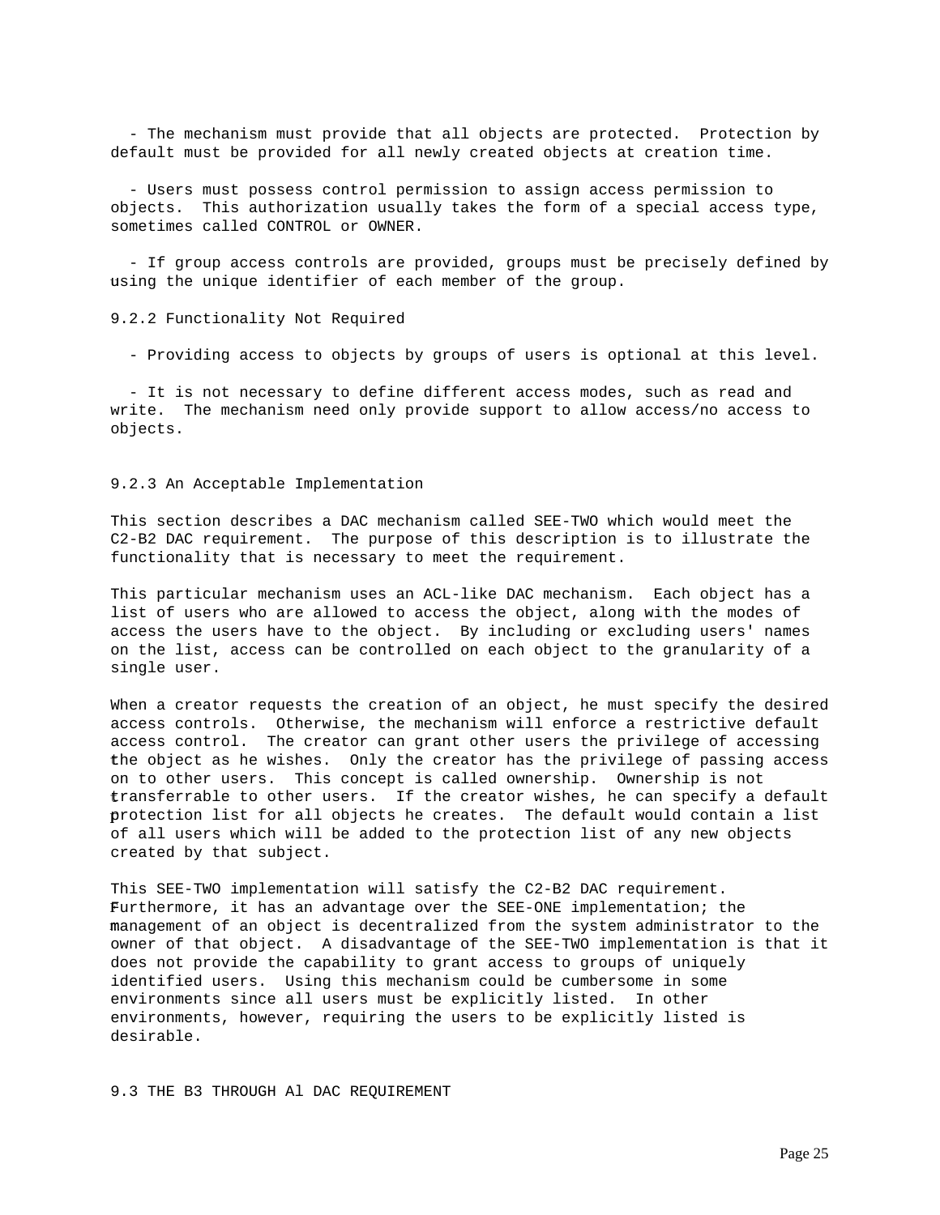- The mechanism must provide that all objects are protected. Protection by default must be provided for all newly created objects at creation time.

- Users must possess control permission to assign access permission to objects. This authorization usually takes the form of a special access type, sometimes called CONTROL or OWNER.

- If group access controls are provided, groups must be precisely defined by using the unique identifier of each member of the group.

### 9.2.2 Functionality Not Required

- Providing access to objects by groups of users is optional at this level.

- It is not necessary to define different access modes, such as read and write. The mechanism need only provide support to allow access/no access to objects.

### 9.2.3 An Acceptable Implementation

This section describes a DAC mechanism called SEE-TWO which would meet the C2-B2 DAC requirement. The purpose of this description is to illustrate the functionality that is necessary to meet the requirement.

This particular mechanism uses an ACL-like DAC mechanism. Each object has a list of users who are allowed to access the object, along with the modes of access the users have to the object. By including or excluding users' names on the list, access can be controlled on each object to the granularity of a single user.

When a creator requests the creation of an object, he must specify the desired access controls. Otherwise, the mechanism will enforce a restrictive default access control. The creator can grant other users the privilege of accessing the object as he wishes. Only the creator has the privilege of passing access on to other users. This concept is called ownership. Ownership is not transferrable to other users. If the creator wishes, he can specify a default protection list for all objects he creates. The default would contain a list of all users which will be added to the protection list of any new objects created by that subject.

This SEE-TWO implementation will satisfy the C2-B2 DAC requirement. Furthermore, it has an advantage over the SEE-ONE implementation; the management of an object is decentralized from the system administrator to the owner of that object. A disadvantage of the SEE-TWO implementation is that it does not provide the capability to grant access to groups of uniquely identified users. Using this mechanism could be cumbersome in some environments since all users must be explicitly listed. In other environments, however, requiring the users to be explicitly listed is desirable.

## 9.3 THE B3 THROUGH Al DAC REQUIREMENT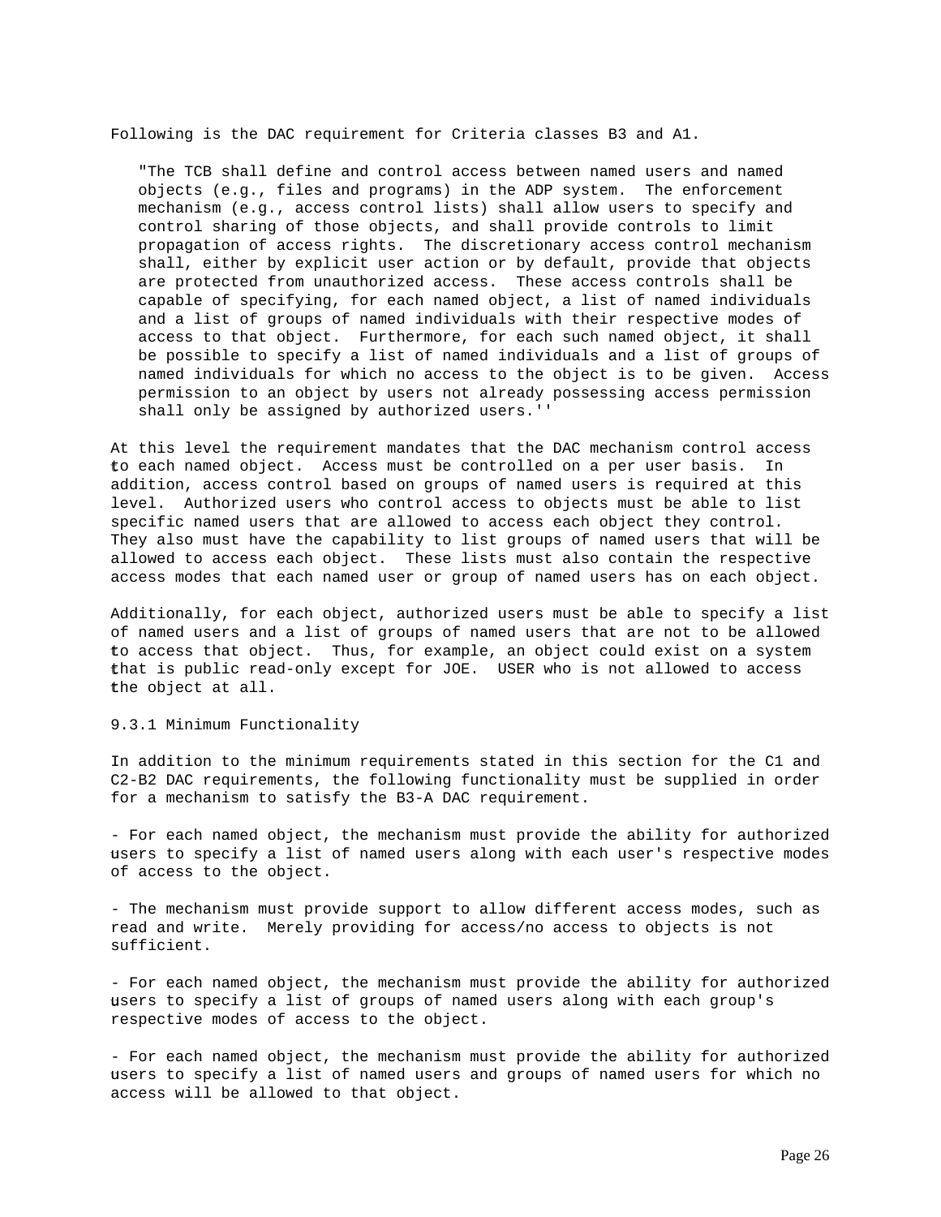Following is the DAC requirement for Criteria classes B3 and A1.

> "The TCB shall define and control access between named users and named objects (e.g., files and programs) in the ADP system. The enforcement mechanism (e.g., access control lists) shall allow users to specify and control sharing of those objects, and shall provide controls to limit propagation of access rights. The discretionary access control mechanism shall, either by explicit user action or by default, provide that objects are protected from unauthorized access. These access controls shall be capable of specifying, for each named object, a list of named individuals and a list of groups of named individuals with their respective modes of access to that object. Furthermore, for each such named object, it shall be possible to specify a list of named individuals and a list of groups of named individuals for which no access to the object is to be given. Access permission to an object by users not already possessing access permission shall only be assigned by authorized users.''

At this level the requirement mandates that the DAC mechanism control access to each named object. Access must be controlled on a per user basis. In addition, access control based on groups of named users is required at this level. Authorized users who control access to objects must be able to list specific named users that are allowed to access each object they control. They also must have the capability to list groups of named users that will be allowed to access each object. These lists must also contain the respective access modes that each named user or group of named users has on each object.

Additionally, for each object, authorized users must be able to specify a list of named users and a list of groups of named users that are not to be allowed to access that object. Thus, for example, an object could exist on a system that is public read-only except for JOE. USER who is not allowed to access the object at all.

### 9.3.1 Minimum Functionality

In addition to the minimum requirements stated in this section for the C1 and C2-B2 DAC requirements, the following functionality must be supplied in order for a mechanism to satisfy the B3-A DAC requirement.

- For each named object, the mechanism must provide the ability for authorized users to specify a list of named users along with each user's respective modes of access to the object.

- The mechanism must provide support to allow different access modes, such as read and write. Merely providing for access/no access to objects is not sufficient.

- For each named object, the mechanism must provide the ability for authorized users to specify a list of groups of named users along with each group's respective modes of access to the object.

- For each named object, the mechanism must provide the ability for authorized users to specify a list of named users and groups of named users for which no access will be allowed to that object.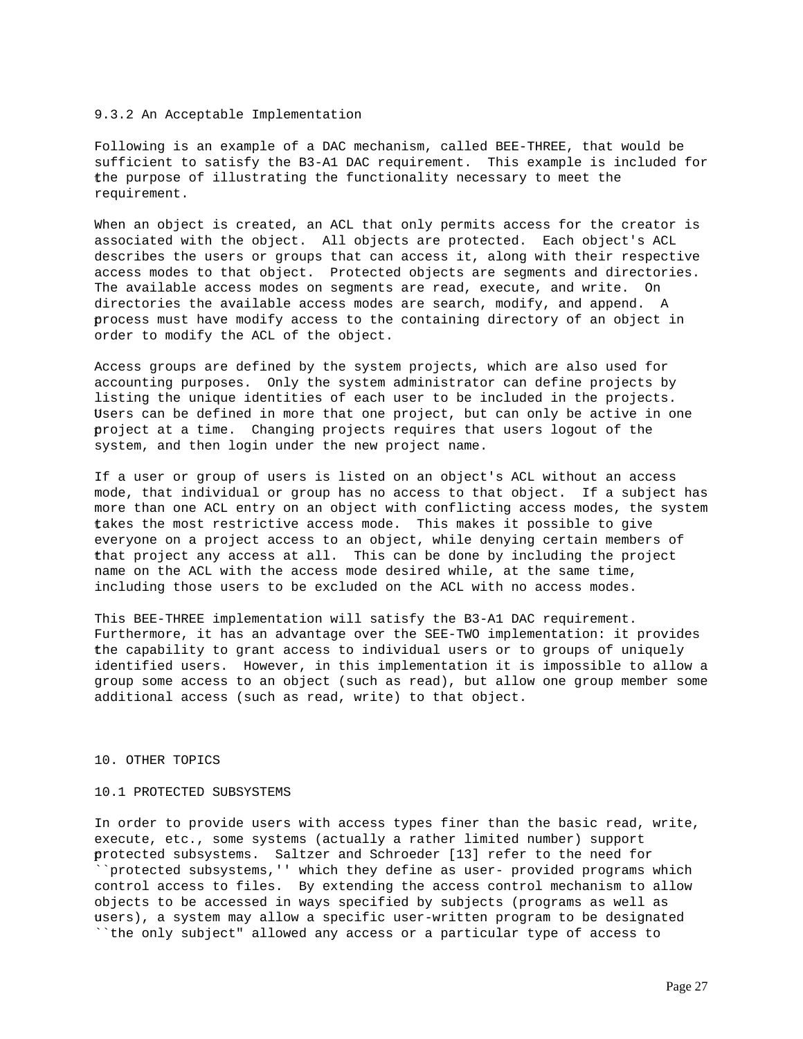### 9.3.2 An Acceptable Implementation

Following is an example of a DAC mechanism, called BEE-THREE, that would be sufficient to satisfy the B3-A1 DAC requirement. This example is included for the purpose of illustrating the functionality necessary to meet the requirement.

When an object is created, an ACL that only permits access for the creator is associated with the object. All objects are protected. Each object's ACL describes the users or groups that can access it, along with their respective access modes to that object. Protected objects are segments and directories. The available access modes on segments are read, execute, and write. On directories the available access modes are search, modify, and append. A process must have modify access to the containing directory of an object in order to modify the ACL of the object.

Access groups are defined by the system projects, which are also used for accounting purposes. Only the system administrator can define projects by listing the unique identities of each user to be included in the projects. Users can be defined in more that one project, but can only be active in one project at a time. Changing projects requires that users logout of the system, and then login under the new project name.

If a user or group of users is listed on an object's ACL without an access mode, that individual or group has no access to that object. If a subject has more than one ACL entry on an object with conflicting access modes, the system takes the most restrictive access mode. This makes it possible to give everyone on a project access to an object, while denying certain members of that project any access at all. This can be done by including the project name on the ACL with the access mode desired while, at the same time, including those users to be excluded on the ACL with no access modes.

This BEE-THREE implementation will satisfy the B3-A1 DAC requirement. Furthermore, it has an advantage over the SEE-TWO implementation: it provides the capability to grant access to individual users or to groups of uniquely identified users. However, in this implementation it is impossible to allow a group some access to an object (such as read), but allow one group member some additional access (such as read, write) to that object.

## 10. OTHER TOPICS

### 10.1 PROTECTED SUBSYSTEMS

In order to provide users with access types finer than the basic read, write, execute, etc., some systems (actually a rather limited number) support protected subsystems. Saltzer and Schroeder [13] refer to the need for ``protected subsystems,'' which they define as user- provided programs which control access to files. By extending the access control mechanism to allow objects to be accessed in ways specified by subjects (programs as well as users), a system may allow a specific user-written program to be designated ``the only subject" allowed any access or a particular type of access to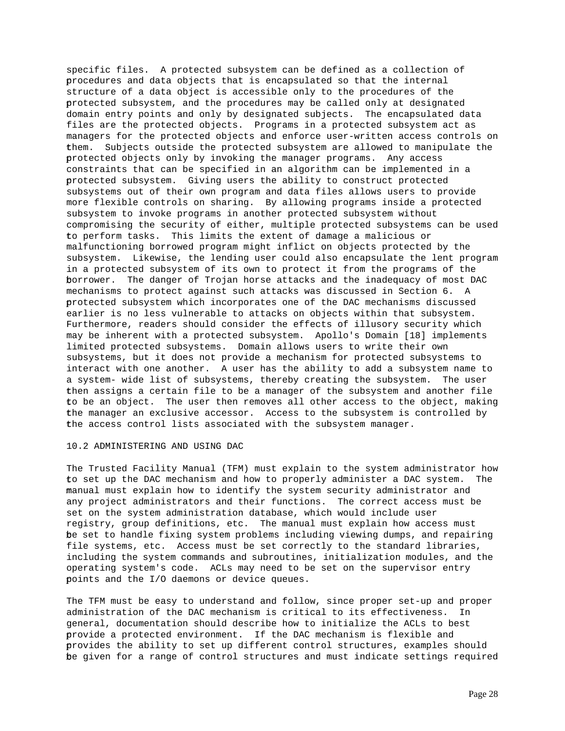specific files. A protected subsystem can be defined as a collection of procedures and data objects that is encapsulated so that the internal structure of a data object is accessible only to the procedures of the protected subsystem, and the procedures may be called only at designated domain entry points and only by designated subjects. The encapsulated data files are the protected objects. Programs in a protected subsystem act as managers for the protected objects and enforce user-written access controls on them. Subjects outside the protected subsystem are allowed to manipulate the protected objects only by invoking the manager programs. Any access constraints that can be specified in an algorithm can be implemented in a protected subsystem. Giving users the ability to construct protected subsystems out of their own program and data files allows users to provide more flexible controls on sharing. By allowing programs inside a protected subsystem to invoke programs in another protected subsystem without compromising the security of either, multiple protected subsystems can be used to perform tasks. This limits the extent of damage a malicious or malfunctioning borrowed program might inflict on objects protected by the subsystem. Likewise, the lending user could also encapsulate the lent program in a protected subsystem of its own to protect it from the programs of the borrower. The danger of Trojan horse attacks and the inadequacy of most DAC mechanisms to protect against such attacks was discussed in Section 6. A protected subsystem which incorporates one of the DAC mechanisms discussed earlier is no less vulnerable to attacks on objects within that subsystem. Furthermore, readers should consider the effects of illusory security which may be inherent with a protected subsystem. Apollo's Domain [18] implements limited protected subsystems. Domain allows users to write their own subsystems, but it does not provide a mechanism for protected subsystems to interact with one another. A user has the ability to add a subsystem name to a system- wide list of subsystems, thereby creating the subsystem. The user then assigns a certain file to be a manager of the subsystem and another file to be an object. The user then removes all other access to the object, making the manager an exclusive accessor. Access to the subsystem is controlled by the access control lists associated with the subsystem manager.

## 10.2 ADMINISTERING AND USING DAC

The Trusted Facility Manual (TFM) must explain to the system administrator how to set up the DAC mechanism and how to properly administer a DAC system. The manual must explain how to identify the system security administrator and any project administrators and their functions. The correct access must be set on the system administration database, which would include user registry, group definitions, etc. The manual must explain how access must be set to handle fixing system problems including viewing dumps, and repairing file systems, etc. Access must be set correctly to the standard libraries, including the system commands and subroutines, initialization modules, and the operating system's code. ACLs may need to be set on the supervisor entry points and the I/O daemons or device queues.

The TFM must be easy to understand and follow, since proper set-up and proper administration of the DAC mechanism is critical to its effectiveness. In general, documentation should describe how to initialize the ACLs to best provide a protected environment. If the DAC mechanism is flexible and provides the ability to set up different control structures, examples should be given for a range of control structures and must indicate settings required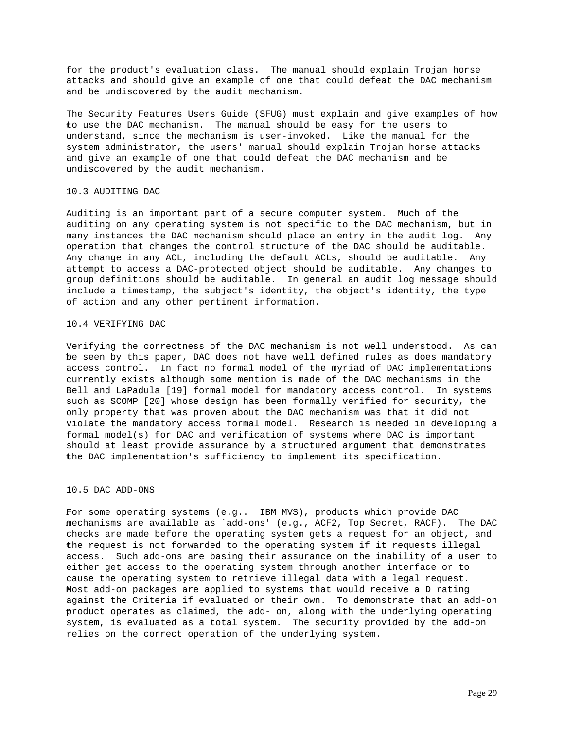for the product's evaluation class. The manual should explain Trojan horse attacks and should give an example of one that could defeat the DAC mechanism and be undiscovered by the audit mechanism.

The Security Features Users Guide (SFUG) must explain and give examples of how to use the DAC mechanism. The manual should be easy for the users to understand, since the mechanism is user-invoked. Like the manual for the system administrator, the users' manual should explain Trojan horse attacks and give an example of one that could defeat the DAC mechanism and be undiscovered by the audit mechanism.

## 10.3 AUDITING DAC

Auditing is an important part of a secure computer system. Much of the auditing on any operating system is not specific to the DAC mechanism, but in many instances the DAC mechanism should place an entry in the audit log. Any operation that changes the control structure of the DAC should be auditable. Any change in any ACL, including the default ACLs, should be auditable. Any attempt to access a DAC-protected object should be auditable. Any changes to group definitions should be auditable. In general an audit log message should include a timestamp, the subject's identity, the object's identity, the type of action and any other pertinent information.

## 10.4 VERIFYING DAC

Verifying the correctness of the DAC mechanism is not well understood. As can be seen by this paper, DAC does not have well defined rules as does mandatory access control. In fact no formal model of the myriad of DAC implementations currently exists although some mention is made of the DAC mechanisms in the Bell and LaPadula [19] formal model for mandatory access control. In systems such as SCOMP [20] whose design has been formally verified for security, the only property that was proven about the DAC mechanism was that it did not violate the mandatory access formal model. Research is needed in developing a formal model(s) for DAC and verification of systems where DAC is important should at least provide assurance by a structured argument that demonstrates the DAC implementation's sufficiency to implement its specification.

## 10.5 DAC ADD-ONS

For some operating systems (e.g.. IBM MVS), products which provide DAC mechanisms are available as `add-ons' (e.g., ACF2, Top Secret, RACF). The DAC checks are made before the operating system gets a request for an object, and the request is not forwarded to the operating system if it requests illegal access. Such add-ons are basing their assurance on the inability of a user to either get access to the operating system through another interface or to cause the operating system to retrieve illegal data with a legal request. Most add-on packages are applied to systems that would receive a D rating against the Criteria if evaluated on their own. To demonstrate that an add-on product operates as claimed, the add- on, along with the underlying operating system, is evaluated as a total system. The security provided by the add-on relies on the correct operation of the underlying system.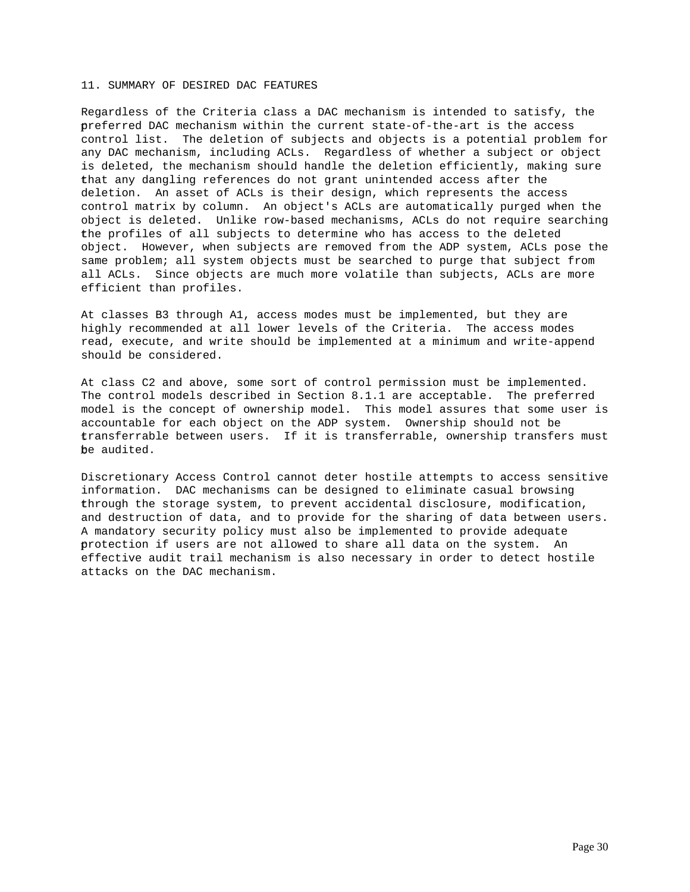## 11. SUMMARY OF DESIRED DAC FEATURES

Regardless of the Criteria class a DAC mechanism is intended to satisfy, the preferred DAC mechanism within the current state-of-the-art is the access control list. The deletion of subjects and objects is a potential problem for any DAC mechanism, including ACLs. Regardless of whether a subject or object is deleted, the mechanism should handle the deletion efficiently, making sure that any dangling references do not grant unintended access after the deletion. An asset of ACLs is their design, which represents the access control matrix by column. An object's ACLs are automatically purged when the object is deleted. Unlike row-based mechanisms, ACLs do not require searching the profiles of all subjects to determine who has access to the deleted object. However, when subjects are removed from the ADP system, ACLs pose the same problem; all system objects must be searched to purge that subject from all ACLs. Since objects are much more volatile than subjects, ACLs are more efficient than profiles.

At classes B3 through A1, access modes must be implemented, but they are highly recommended at all lower levels of the Criteria. The access modes read, execute, and write should be implemented at a minimum and write-append should be considered.

At class C2 and above, some sort of control permission must be implemented. The control models described in Section 8.1.1 are acceptable. The preferred model is the concept of ownership model. This model assures that some user is accountable for each object on the ADP system. Ownership should not be transferrable between users. If it is transferrable, ownership transfers must be audited.

Discretionary Access Control cannot deter hostile attempts to access sensitive information. DAC mechanisms can be designed to eliminate casual browsing through the storage system, to prevent accidental disclosure, modification, and destruction of data, and to provide for the sharing of data between users. A mandatory security policy must also be implemented to provide adequate protection if users are not allowed to share all data on the system. An effective audit trail mechanism is also necessary in order to detect hostile attacks on the DAC mechanism.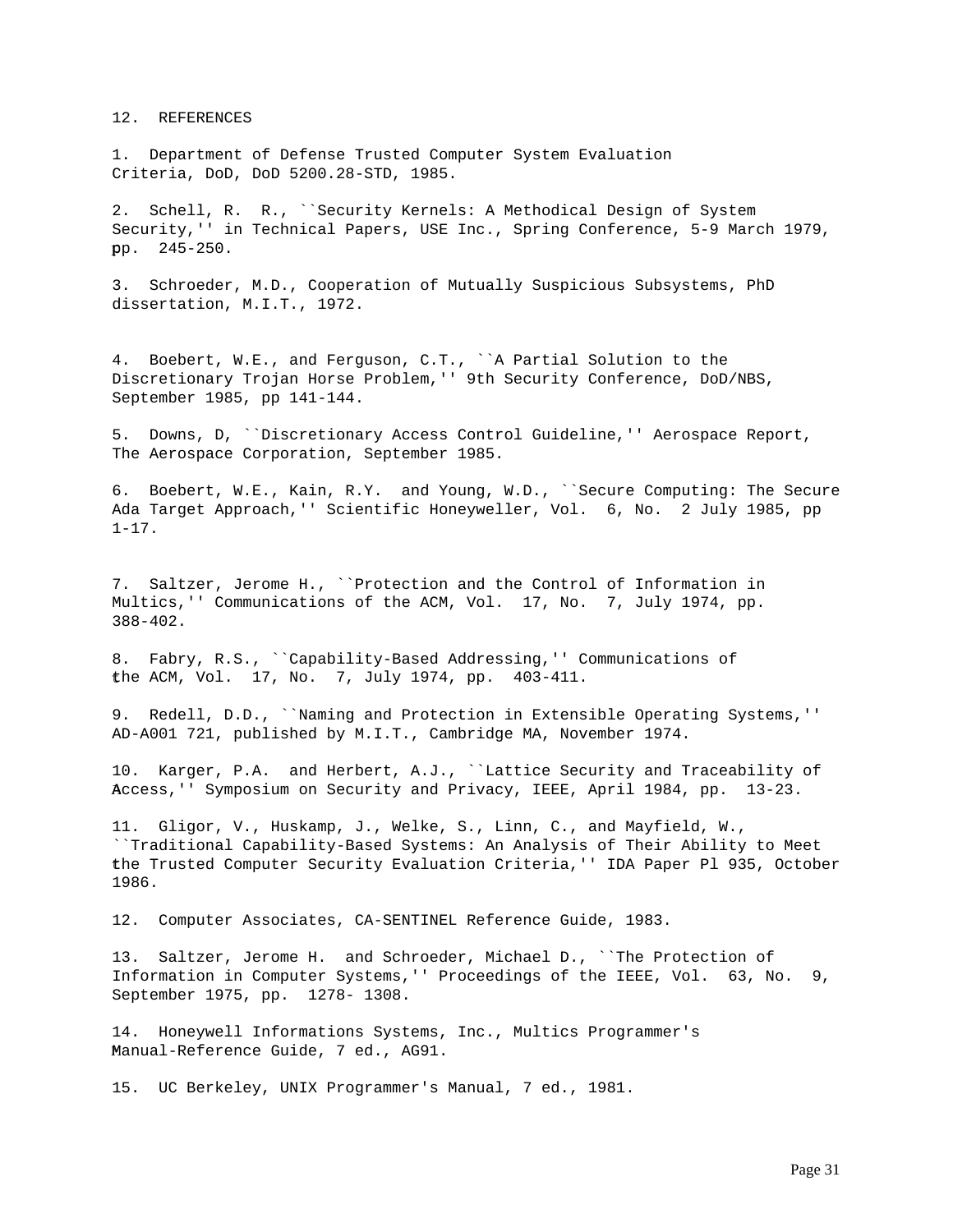## 12. REFERENCES

1. Department of Defense Trusted Computer System Evaluation Criteria, DoD, DoD 5200.28-STD, 1985.

2. Schell, R. R., ``Security Kernels: A Methodical Design of System Security,'' in Technical Papers, USE Inc., Spring Conference, 5-9 March 1979, pp. 245-250.

3. Schroeder, M.D., Cooperation of Mutually Suspicious Subsystems, PhD dissertation, M.I.T., 1972.

4. Boebert, W.E., and Ferguson, C.T., ``A Partial Solution to the Discretionary Trojan Horse Problem,'' 9th Security Conference, DoD/NBS, September 1985, pp 141-144.

5. Downs, D, ``Discretionary Access Control Guideline,'' Aerospace Report, The Aerospace Corporation, September 1985.

6. Boebert, W.E., Kain, R.Y. and Young, W.D., ``Secure Computing: The Secure Ada Target Approach,'' Scientific Honeyweller, Vol. 6, No. 2 July 1985, pp 1-17.

7. Saltzer, Jerome H., ``Protection and the Control of Information in Multics,'' Communications of the ACM, Vol. 17, No. 7, July 1974, pp. 388-402.

8. Fabry, R.S., ``Capability-Based Addressing,'' Communications of the ACM, Vol. 17, No. 7, July 1974, pp. 403-411.

9. Redell, D.D., ``Naming and Protection in Extensible Operating Systems,'' AD-A001 721, published by M.I.T., Cambridge MA, November 1974.

10. Karger, P.A. and Herbert, A.J., ``Lattice Security and Traceability of Access,'' Symposium on Security and Privacy, IEEE, April 1984, pp. 13-23.

11. Gligor, V., Huskamp, J., Welke, S., Linn, C., and Mayfield, W., ``Traditional Capability-Based Systems: An Analysis of Their Ability to Meet the Trusted Computer Security Evaluation Criteria,'' IDA Paper Pl 935, October 1986.

12. Computer Associates, CA-SENTINEL Reference Guide, 1983.

13. Saltzer, Jerome H. and Schroeder, Michael D., ``The Protection of Information in Computer Systems,'' Proceedings of the IEEE, Vol. 63, No. 9, September 1975, pp. 1278- 1308.

14. Honeywell Informations Systems, Inc., Multics Programmer's Manual-Reference Guide, 7 ed., AG91.

15. UC Berkeley, UNIX Programmer's Manual, 7 ed., 1981.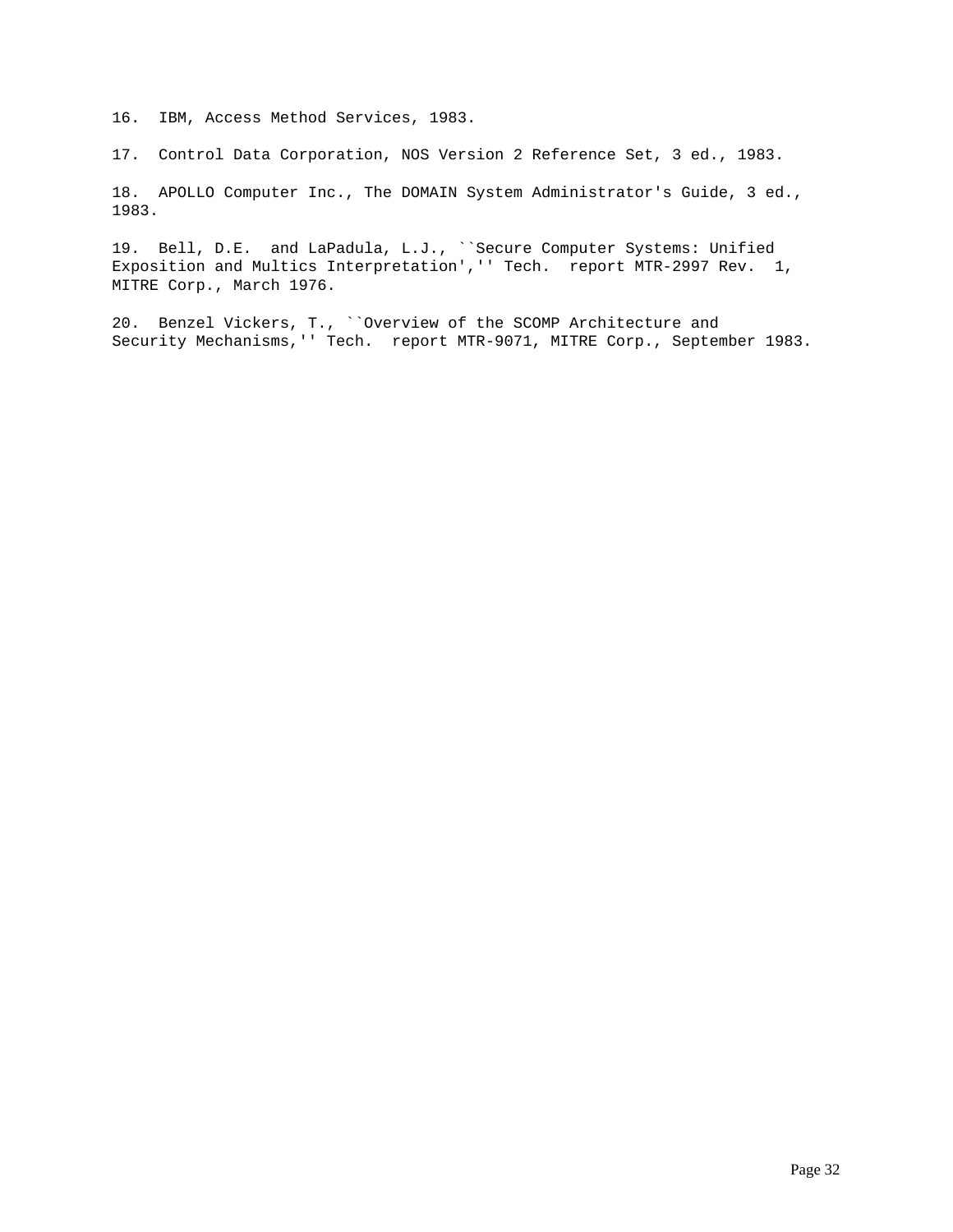16. IBM, Access Method Services, 1983.

17. Control Data Corporation, NOS Version 2 Reference Set, 3 ed., 1983.

18. APOLLO Computer Inc., The DOMAIN System Administrator's Guide, 3 ed., 1983.

19. Bell, D.E. and LaPadula, L.J., ``Secure Computer Systems: Unified Exposition and Multics Interpretation',''  Tech. report MTR-2997 Rev. 1, MITRE Corp., March 1976.

20. Benzel Vickers, T., ``Overview of the SCOMP Architecture and Security Mechanisms,'' Tech. report MTR-9071, MITRE Corp., September 1983.